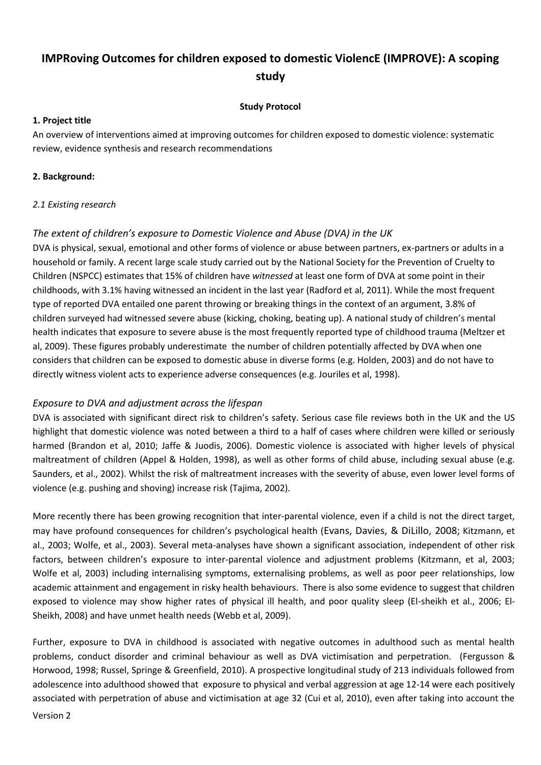# IMPRoving Outcomes for children exposed to domestic ViolencE (IMPROVE): A scoping study

**Study Protocol**

**1. Project title**

An overview of interventions aimed at improving outcomes for children exposed to domestic violence: systematic review, evidence synthesis and research recommendations

**2. Background:**

*2.1 Existing research*

### *The extent of children's exposure to Domestic Violence and Abuse (DVA) in the UK*

DVA is physical, sexual, emotional and other forms of violence or abuse between partners, ex-partners or adults in a household or family. A recent large scale study carried out by the National Society for the Prevention of Cruelty to Children (NSPCC) estimates that 15% of children have *witnessed* at least one form of DVA at some point in their childhoods, with 3.1% having witnessed an incident in the last year (Radford et al, 2011). While the most frequent type of reported DVA entailed one parent throwing or breaking things in the context of an argument, 3.8% of children surveyed had witnessed severe abuse (kicking, choking, beating up). A national study of children's mental health indicates that exposure to severe abuse is the most frequently reported type of childhood trauma (Meltzer et al, 2009). These figures probably underestimate the number of children potentially affected by DVA when one considers that children can be exposed to domestic abuse in diverse forms (e.g. Holden, 2003) and do not have to directly witness violent acts to experience adverse consequences (e.g. Jouriles et al, 1998).

### *Exposure to DVA and adjustment across the lifespan*

DVA is associated with significant direct risk to children's safety. Serious case file reviews both in the UK and the US highlight that domestic violence was noted between a third to a half of cases where children were killed or seriously harmed (Brandon et al, 2010; Jaffe & Juodis, 2006). Domestic violence is associated with higher levels of physical maltreatment of children (Appel & Holden, 1998), as well as other forms of child abuse, including sexual abuse (e.g. Saunders, et al., 2002). Whilst the risk of maltreatment increases with the severity of abuse, even lower level forms of violence (e.g. pushing and shoving) increase risk (Tajima, 2002).

More recently there has been growing recognition that inter-parental violence, even if a child is not the direct target, may have profound consequences for children's psychological health (Evans, Davies, & DiLillo, 2008; Kitzmann, et al., 2003; Wolfe, et al., 2003). Several meta-analyses have shown a significant association, independent of other risk factors, between children's exposure to inter-parental violence and adjustment problems (Kitzmann, et al, 2003; Wolfe et al, 2003) including internalising symptoms, externalising problems, as well as poor peer relationships, low academic attainment and engagement in risky health behaviours. There is also some evidence to suggest that children exposed to violence may show higher rates of physical ill health, and poor quality sleep (El-sheikh et al., 2006; El-Sheikh, 2008) and have unmet health needs (Webb et al, 2009).

Further, exposure to DVA in childhood is associated with negative outcomes in adulthood such as mental health problems, conduct disorder and criminal behaviour as well as DVA victimisation and perpetration. (Fergusson & Horwood, 1998; Russel, Springe & Greenfield, 2010). A prospective longitudinal study of 213 individuals followed from adolescence into adulthood showed that exposure to physical and verbal aggression at age 12-14 were each positively associated with perpetration of abuse and victimisation at age 32 (Cui et al, 2010), even after taking into account the

Version 2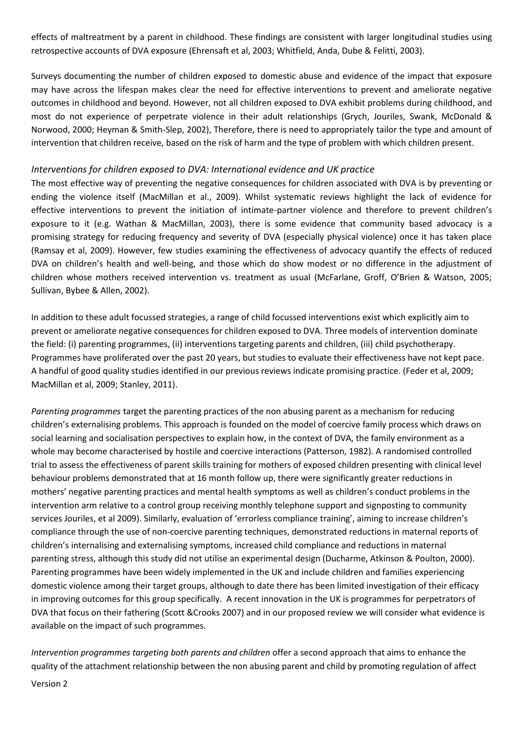effects of maltreatment by a parent in childhood. These findings are consistent with larger longitudinal studies using retrospective accounts of DVA exposure (Ehrensaft et al, 2003; Whitfield, Anda, Dube & Felitti, 2003).

Surveys documenting the number of children exposed to domestic abuse and evidence of the impact that exposure may have across the lifespan makes clear the need for effective interventions to prevent and ameliorate negative outcomes in childhood and beyond. However, not all children exposed to DVA exhibit problems during childhood, and most do not experience of perpetrate violence in their adult relationships (Grych, Jouriles, Swank, McDonald & Norwood, 2000; Heyman & Smith-Slep, 2002), Therefore, there is need to appropriately tailor the type and amount of intervention that children receive, based on the risk of harm and the type of problem with which children present.

### *Interventions for children exposed to DVA: International evidence and UK practice*

The most effective way of preventing the negative consequences for children associated with DVA is by preventing or ending the violence itself (MacMillan et al., 2009). Whilst systematic reviews highlight the lack of evidence for effective interventions to prevent the initiation of intimate-partner violence and therefore to prevent children's exposure to it (e.g. Wathan & MacMillan, 2003), there is some evidence that community based advocacy is a promising strategy for reducing frequency and severity of DVA (especially physical violence) once it has taken place (Ramsay et al, 2009). However, few studies examining the effectiveness of advocacy quantify the effects of reduced DVA on children's health and well-being, and those which do show modest or no difference in the adjustment of children whose mothers received intervention vs. treatment as usual (McFarlane, Groff, O'Brien & Watson, 2005; Sullivan, Bybee & Allen, 2002).

In addition to these adult focussed strategies, a range of child focussed interventions exist which explicitly aim to prevent or ameliorate negative consequences for children exposed to DVA. Three models of intervention dominate the field: (i) parenting programmes, (ii) interventions targeting parents and children, (iii) child psychotherapy. Programmes have proliferated over the past 20 years, but studies to evaluate their effectiveness have not kept pace. A handful of good quality studies identified in our previous reviews indicate promising practice. (Feder et al, 2009; MacMillan et al, 2009; Stanley, 2011).

*Parenting programmes* target the parenting practices of the non abusing parent as a mechanism for reducing children's externalising problems. This approach is founded on the model of coercive family process which draws on social learning and socialisation perspectives to explain how, in the context of DVA, the family environment as a whole may become characterised by hostile and coercive interactions (Patterson, 1982). A randomised controlled trial to assess the effectiveness of parent skills training for mothers of exposed children presenting with clinical level behaviour problems demonstrated that at 16 month follow up, there were significantly greater reductions in mothers' negative parenting practices and mental health symptoms as well as children's conduct problems in the intervention arm relative to a control group receiving monthly telephone support and signposting to community services Jouriles, et al 2009). Similarly, evaluation of 'errorless compliance training', aiming to increase children's compliance through the use of non-coercive parenting techniques, demonstrated reductions in maternal reports of children's internalising and externalising symptoms, increased child compliance and reductions in maternal parenting stress, although this study did not utilise an experimental design (Ducharme, Atkinson & Poulton, 2000). Parenting programmes have been widely implemented in the UK and include children and families experiencing domestic violence among their target groups, although to date there has been limited investigation of their efficacy in improving outcomes for this group specifically. A recent innovation in the UK is programmes for perpetrators of DVA that focus on their fathering (Scott &Crooks 2007) and in our proposed review we will consider what evidence is available on the impact of such programmes.

*Intervention programmes targeting both parents and children* offer a second approach that aims to enhance the quality of the attachment relationship between the non abusing parent and child by promoting regulation of affect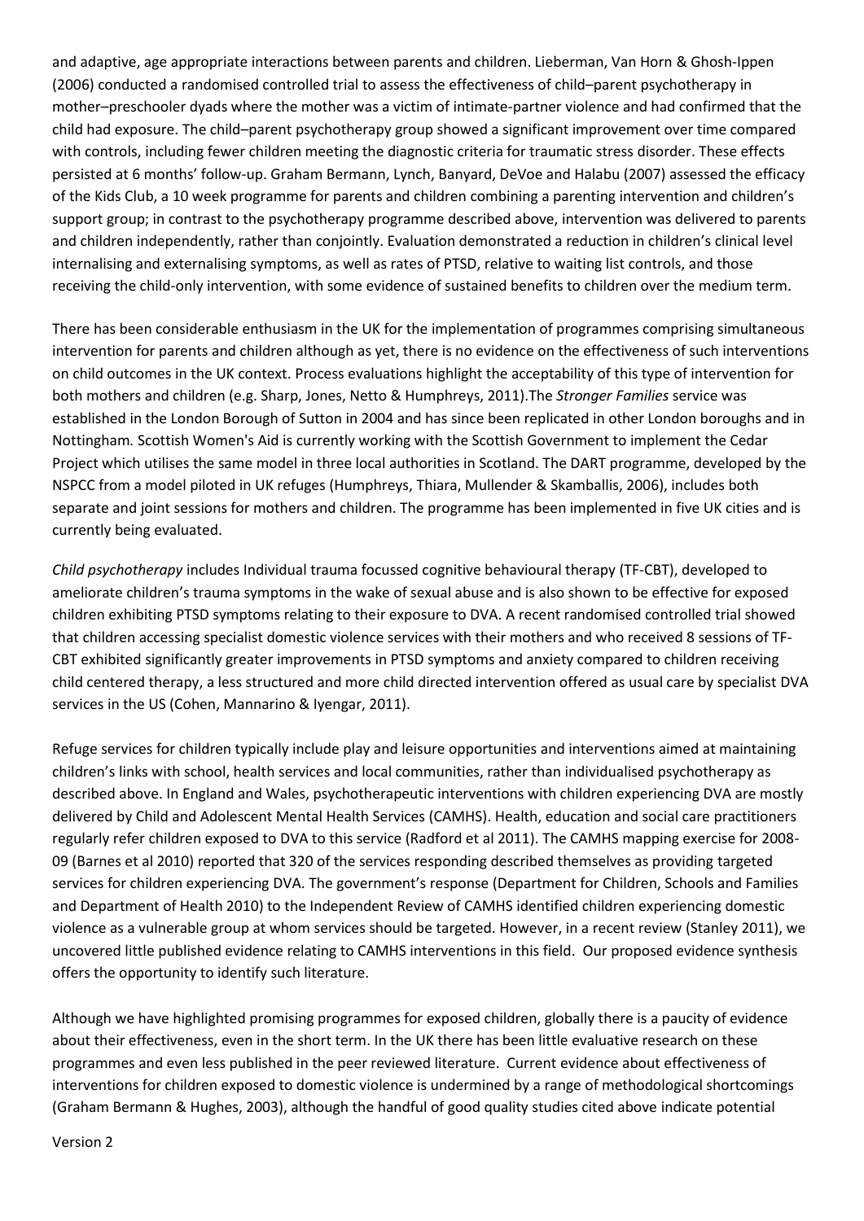and adaptive, age appropriate interactions between parents and children. Lieberman, Van Horn & Ghosh-Ippen (2006) conducted a randomised controlled trial to assess the effectiveness of child–parent psychotherapy in mother–preschooler dyads where the mother was a victim of intimate-partner violence and had confirmed that the child had exposure. The child–parent psychotherapy group showed a significant improvement over time compared with controls, including fewer children meeting the diagnostic criteria for traumatic stress disorder. These effects persisted at 6 months' follow-up. Graham Bermann, Lynch, Banyard, DeVoe and Halabu (2007) assessed the efficacy of the Kids Club, a 10 week programme for parents and children combining a parenting intervention and children's support group; in contrast to the psychotherapy programme described above, intervention was delivered to parents and children independently, rather than conjointly. Evaluation demonstrated a reduction in children's clinical level internalising and externalising symptoms, as well as rates of PTSD, relative to waiting list controls, and those receiving the child-only intervention, with some evidence of sustained benefits to children over the medium term.

There has been considerable enthusiasm in the UK for the implementation of programmes comprising simultaneous intervention for parents and children although as yet, there is no evidence on the effectiveness of such interventions on child outcomes in the UK context. Process evaluations highlight the acceptability of this type of intervention for both mothers and children (e.g. Sharp, Jones, Netto & Humphreys, 2011).The *Stronger Families* service was established in the London Borough of Sutton in 2004 and has since been replicated in other London boroughs and in Nottingham. Scottish Women's Aid is currently working with the Scottish Government to implement the Cedar Project which utilises the same model in three local authorities in Scotland. The DART programme, developed by the NSPCC from a model piloted in UK refuges (Humphreys, Thiara, Mullender & Skamballis, 2006), includes both separate and joint sessions for mothers and children. The programme has been implemented in five UK cities and is currently being evaluated.

*Child psychotherapy* includes Individual trauma focussed cognitive behavioural therapy (TF-CBT), developed to ameliorate children's trauma symptoms in the wake of sexual abuse and is also shown to be effective for exposed children exhibiting PTSD symptoms relating to their exposure to DVA. A recent randomised controlled trial showed that children accessing specialist domestic violence services with their mothers and who received 8 sessions of TF-CBT exhibited significantly greater improvements in PTSD symptoms and anxiety compared to children receiving child centered therapy, a less structured and more child directed intervention offered as usual care by specialist DVA services in the US (Cohen, Mannarino & Iyengar, 2011).

Refuge services for children typically include play and leisure opportunities and interventions aimed at maintaining children's links with school, health services and local communities, rather than individualised psychotherapy as described above. In England and Wales, psychotherapeutic interventions with children experiencing DVA are mostly delivered by Child and Adolescent Mental Health Services (CAMHS). Health, education and social care practitioners regularly refer children exposed to DVA to this service (Radford et al 2011). The CAMHS mapping exercise for 2008-09 (Barnes et al 2010) reported that 320 of the services responding described themselves as providing targeted services for children experiencing DVA. The government's response (Department for Children, Schools and Families and Department of Health 2010) to the Independent Review of CAMHS identified children experiencing domestic violence as a vulnerable group at whom services should be targeted. However, in a recent review (Stanley 2011), we uncovered little published evidence relating to CAMHS interventions in this field. Our proposed evidence synthesis offers the opportunity to identify such literature.

Although we have highlighted promising programmes for exposed children, globally there is a paucity of evidence about their effectiveness, even in the short term. In the UK there has been little evaluative research on these programmes and even less published in the peer reviewed literature. Current evidence about effectiveness of interventions for children exposed to domestic violence is undermined by a range of methodological shortcomings (Graham Bermann & Hughes, 2003), although the handful of good quality studies cited above indicate potential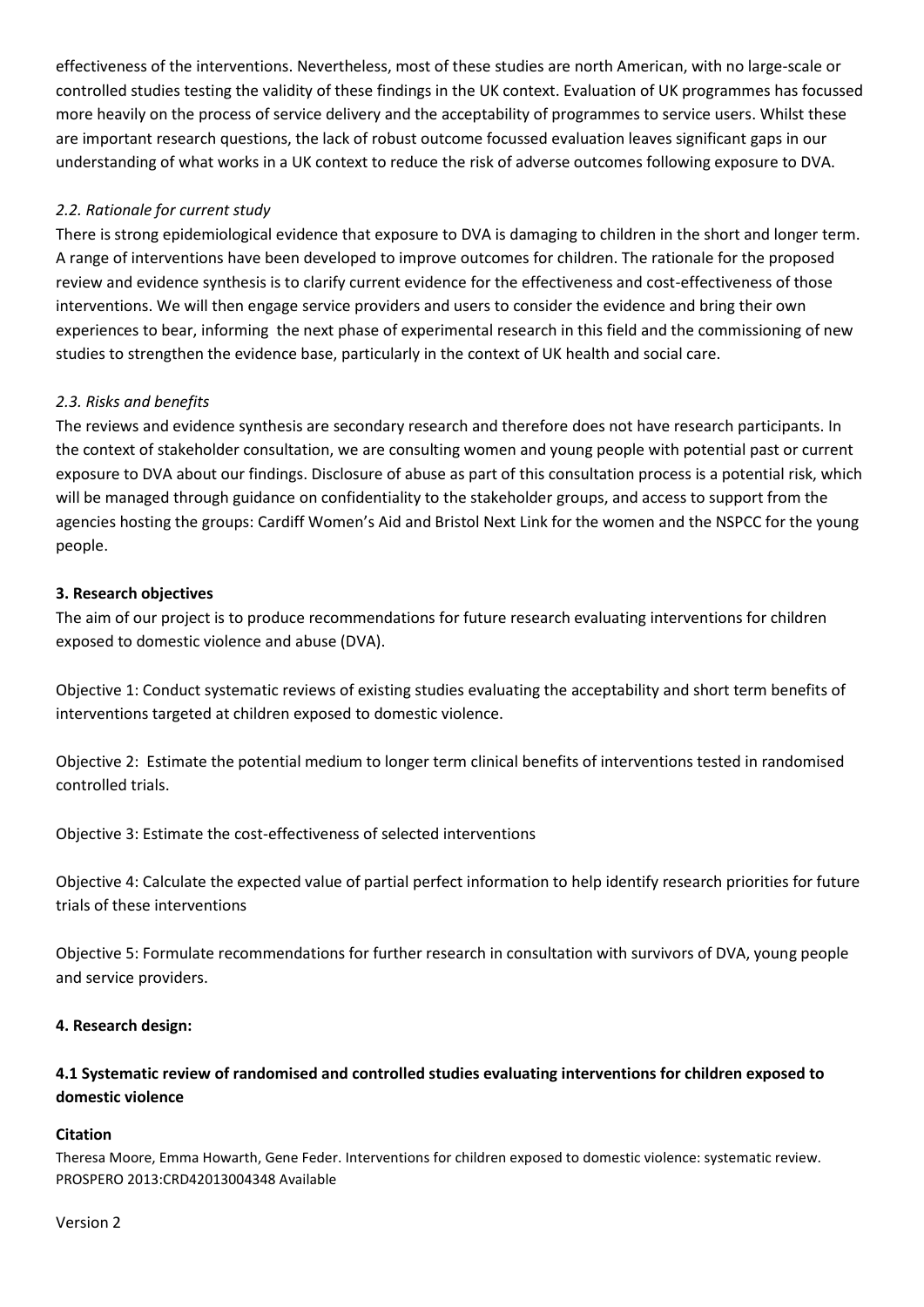effectiveness of the interventions. Nevertheless, most of these studies are north American, with no large-scale or controlled studies testing the validity of these findings in the UK context. Evaluation of UK programmes has focussed more heavily on the process of service delivery and the acceptability of programmes to service users. Whilst these are important research questions, the lack of robust outcome focussed evaluation leaves significant gaps in our understanding of what works in a UK context to reduce the risk of adverse outcomes following exposure to DVA.

### *2.2. Rationale for current study*

There is strong epidemiological evidence that exposure to DVA is damaging to children in the short and longer term. A range of interventions have been developed to improve outcomes for children. The rationale for the proposed review and evidence synthesis is to clarify current evidence for the effectiveness and cost-effectiveness of those interventions. We will then engage service providers and users to consider the evidence and bring their own experiences to bear, informing the next phase of experimental research in this field and the commissioning of new studies to strengthen the evidence base, particularly in the context of UK health and social care.

### *2.3. Risks and benefits*

The reviews and evidence synthesis are secondary research and therefore does not have research participants. In the context of stakeholder consultation, we are consulting women and young people with potential past or current exposure to DVA about our findings. Disclosure of abuse as part of this consultation process is a potential risk, which will be managed through guidance on confidentiality to the stakeholder groups, and access to support from the agencies hosting the groups: Cardiff Women's Aid and Bristol Next Link for the women and the NSPCC for the young people.

## **3. Research objectives**

The aim of our project is to produce recommendations for future research evaluating interventions for children exposed to domestic violence and abuse (DVA).

Objective 1: Conduct systematic reviews of existing studies evaluating the acceptability and short term benefits of interventions targeted at children exposed to domestic violence.

Objective 2: Estimate the potential medium to longer term clinical benefits of interventions tested in randomised controlled trials.

Objective 3: Estimate the cost-effectiveness of selected interventions

Objective 4: Calculate the expected value of partial perfect information to help identify research priorities for future trials of these interventions

Objective 5: Formulate recommendations for further research in consultation with survivors of DVA, young people and service providers.

## **4. Research design:**

### **4.1 Systematic review of randomised and controlled studies evaluating interventions for children exposed to domestic violence**

**Citation**

Theresa Moore, Emma Howarth, Gene Feder. Interventions for children exposed to domestic violence: systematic review. PROSPERO 2013:CRD42013004348 Available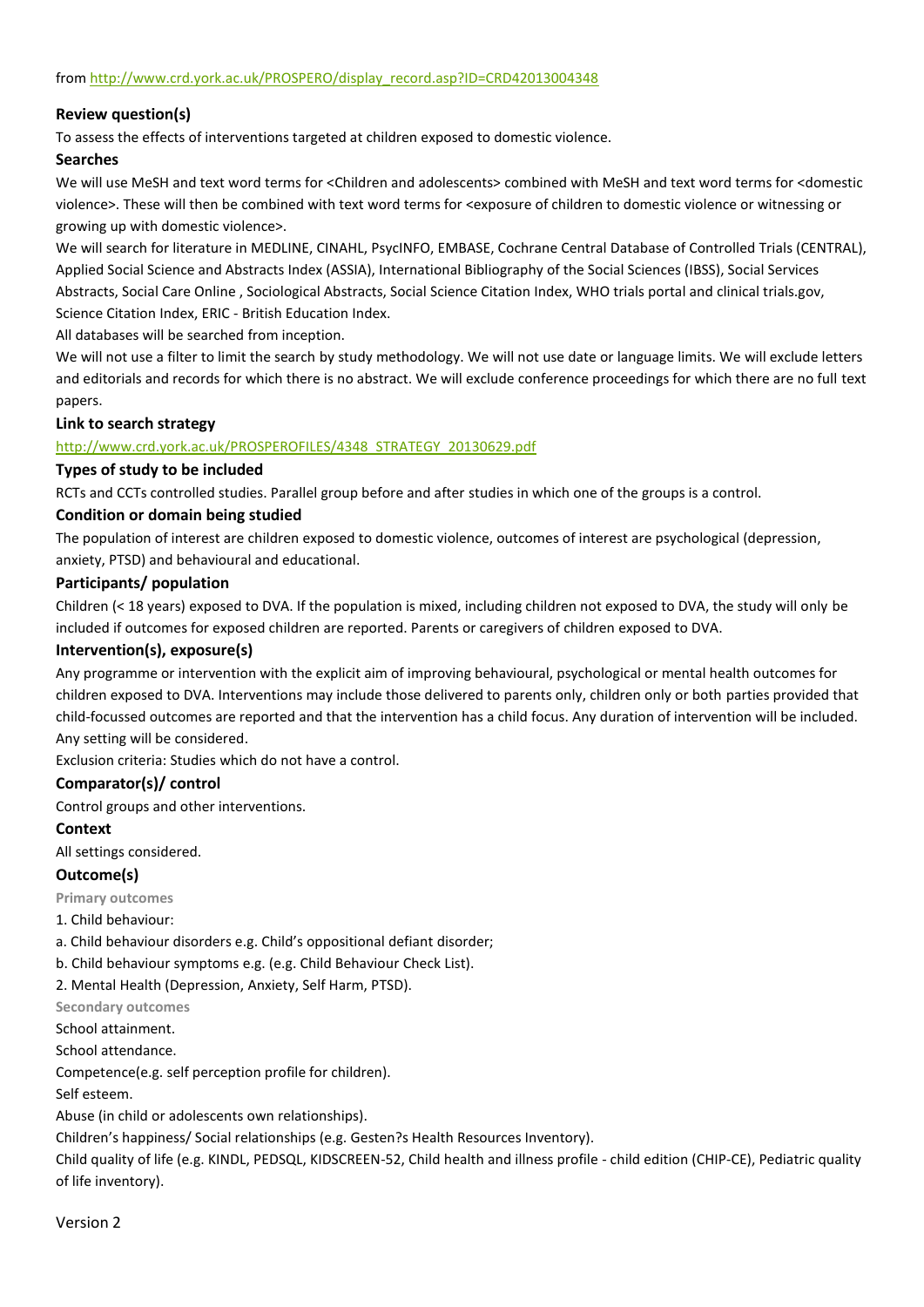from http://www.crd.york.ac.uk/PROSPERO/display_record.asp?ID=CRD42013004348

**Review question(s)**

To assess the effects of interventions targeted at children exposed to domestic violence.

**Searches**

We will use MeSH and text word terms for <Children and adolescents> combined with MeSH and text word terms for <domestic violence>. These will then be combined with text word terms for <exposure of children to domestic violence or witnessing or growing up with domestic violence>.

We will search for literature in MEDLINE, CINAHL, PsycINFO, EMBASE, Cochrane Central Database of Controlled Trials (CENTRAL), Applied Social Science and Abstracts Index (ASSIA), International Bibliography of the Social Sciences (IBSS), Social Services Abstracts, Social Care Online , Sociological Abstracts, Social Science Citation Index, WHO trials portal and clinical trials.gov, Science Citation Index, ERIC - British Education Index.

All databases will be searched from inception.

We will not use a filter to limit the search by study methodology. We will not use date or language limits. We will exclude letters and editorials and records for which there is no abstract. We will exclude conference proceedings for which there are no full text papers.

**Link to search strategy**

http://www.crd.york.ac.uk/PROSPEROFILES/4348_STRATEGY_20130629.pdf

**Types of study to be included**

RCTs and CCTs controlled studies. Parallel group before and after studies in which one of the groups is a control.

**Condition or domain being studied**

The population of interest are children exposed to domestic violence, outcomes of interest are psychological (depression, anxiety, PTSD) and behavioural and educational.

**Participants/ population**

Children (< 18 years) exposed to DVA. If the population is mixed, including children not exposed to DVA, the study will only be included if outcomes for exposed children are reported. Parents or caregivers of children exposed to DVA.

**Intervention(s), exposure(s)**

Any programme or intervention with the explicit aim of improving behavioural, psychological or mental health outcomes for children exposed to DVA. Interventions may include those delivered to parents only, children only or both parties provided that child-focussed outcomes are reported and that the intervention has a child focus. Any duration of intervention will be included. Any setting will be considered.

Exclusion criteria: Studies which do not have a control.

**Comparator(s)/ control**

Control groups and other interventions.

**Context**

All settings considered.

**Outcome(s)**

Primary outcomes

1. Child behaviour:

a. Child behaviour disorders e.g. Child's oppositional defiant disorder;

b. Child behaviour symptoms e.g. (e.g. Child Behaviour Check List).

2. Mental Health (Depression, Anxiety, Self Harm, PTSD).

Secondary outcomes

School attainment.

School attendance.

Competence(e.g. self perception profile for children).

Self esteem.

Abuse (in child or adolescents own relationships).

Children's happiness/ Social relationships (e.g. Gesten?s Health Resources Inventory).

Child quality of life (e.g. KINDL, PEDSQL, KIDSCREEN-52, Child health and illness profile - child edition (CHIP-CE), Pediatric quality of life inventory).

Version 2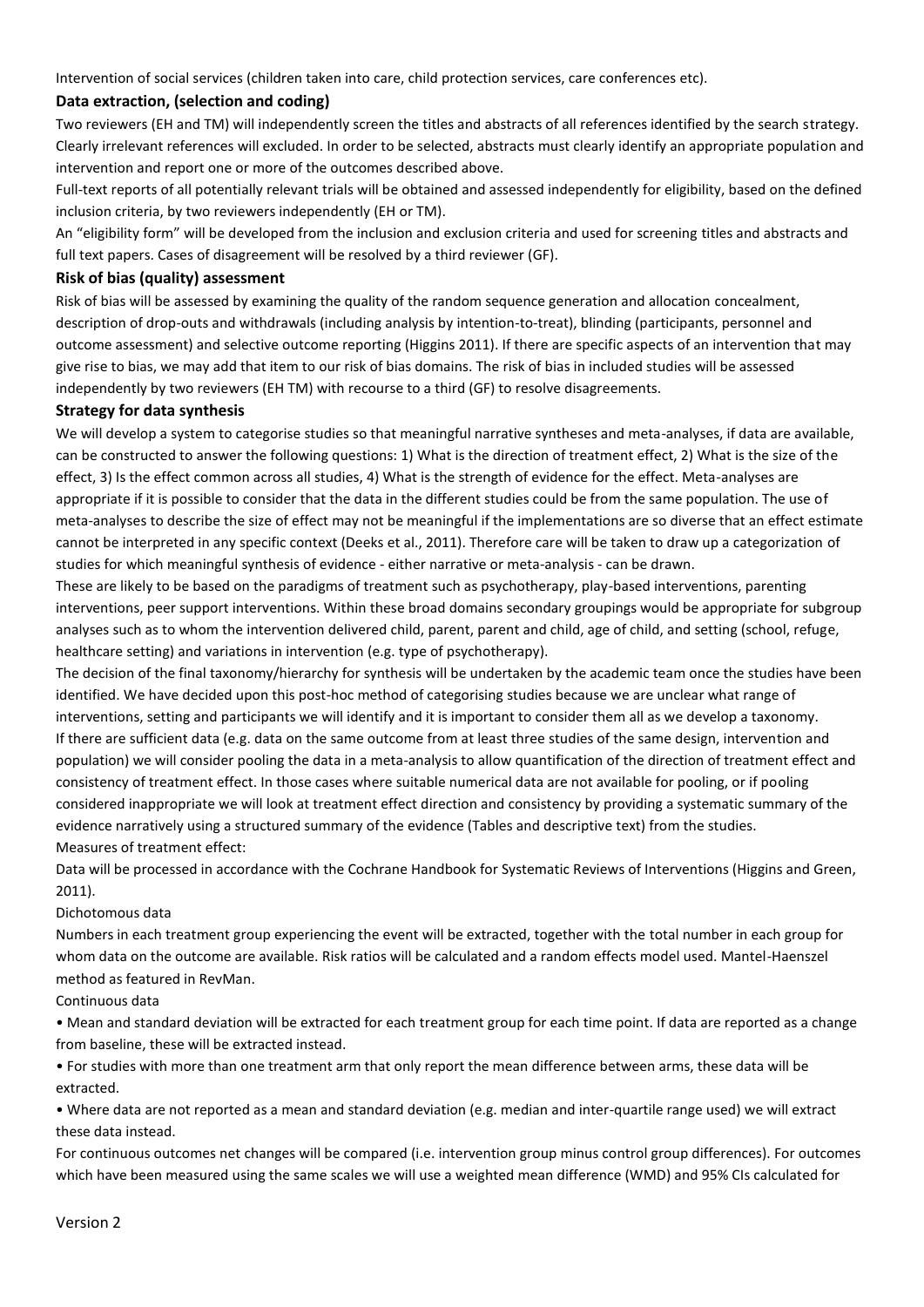Intervention of social services (children taken into care, child protection services, care conferences etc).

### Data extraction, (selection and coding)

Two reviewers (EH and TM) will independently screen the titles and abstracts of all references identified by the search strategy. Clearly irrelevant references will excluded. In order to be selected, abstracts must clearly identify an appropriate population and intervention and report one or more of the outcomes described above.

Full-text reports of all potentially relevant trials will be obtained and assessed independently for eligibility, based on the defined inclusion criteria, by two reviewers independently (EH or TM).

An "eligibility form" will be developed from the inclusion and exclusion criteria and used for screening titles and abstracts and full text papers. Cases of disagreement will be resolved by a third reviewer (GF).

### Risk of bias (quality) assessment

Risk of bias will be assessed by examining the quality of the random sequence generation and allocation concealment, description of drop-outs and withdrawals (including analysis by intention-to-treat), blinding (participants, personnel and outcome assessment) and selective outcome reporting (Higgins 2011). If there are specific aspects of an intervention that may give rise to bias, we may add that item to our risk of bias domains. The risk of bias in included studies will be assessed independently by two reviewers (EH TM) with recourse to a third (GF) to resolve disagreements.

### Strategy for data synthesis

We will develop a system to categorise studies so that meaningful narrative syntheses and meta-analyses, if data are available, can be constructed to answer the following questions: 1) What is the direction of treatment effect, 2) What is the size of the effect, 3) Is the effect common across all studies, 4) What is the strength of evidence for the effect. Meta-analyses are appropriate if it is possible to consider that the data in the different studies could be from the same population. The use of meta-analyses to describe the size of effect may not be meaningful if the implementations are so diverse that an effect estimate cannot be interpreted in any specific context (Deeks et al., 2011). Therefore care will be taken to draw up a categorization of studies for which meaningful synthesis of evidence - either narrative or meta-analysis - can be drawn.

These are likely to be based on the paradigms of treatment such as psychotherapy, play-based interventions, parenting interventions, peer support interventions. Within these broad domains secondary groupings would be appropriate for subgroup analyses such as to whom the intervention delivered child, parent, parent and child, age of child, and setting (school, refuge, healthcare setting) and variations in intervention (e.g. type of psychotherapy).

The decision of the final taxonomy/hierarchy for synthesis will be undertaken by the academic team once the studies have been identified. We have decided upon this post-hoc method of categorising studies because we are unclear what range of interventions, setting and participants we will identify and it is important to consider them all as we develop a taxonomy.

If there are sufficient data (e.g. data on the same outcome from at least three studies of the same design, intervention and population) we will consider pooling the data in a meta-analysis to allow quantification of the direction of treatment effect and consistency of treatment effect. In those cases where suitable numerical data are not available for pooling, or if pooling considered inappropriate we will look at treatment effect direction and consistency by providing a systematic summary of the evidence narratively using a structured summary of the evidence (Tables and descriptive text) from the studies.

Measures of treatment effect:

Data will be processed in accordance with the Cochrane Handbook for Systematic Reviews of Interventions (Higgins and Green, 2011).

Dichotomous data

Numbers in each treatment group experiencing the event will be extracted, together with the total number in each group for whom data on the outcome are available. Risk ratios will be calculated and a random effects model used. Mantel-Haenszel method as featured in RevMan.

Continuous data

- Mean and standard deviation will be extracted for each treatment group for each time point. If data are reported as a change from baseline, these will be extracted instead.
- For studies with more than one treatment arm that only report the mean difference between arms, these data will be extracted.
- Where data are not reported as a mean and standard deviation (e.g. median and inter-quartile range used) we will extract these data instead.

For continuous outcomes net changes will be compared (i.e. intervention group minus control group differences). For outcomes which have been measured using the same scales we will use a weighted mean difference (WMD) and 95% CIs calculated for

Version 2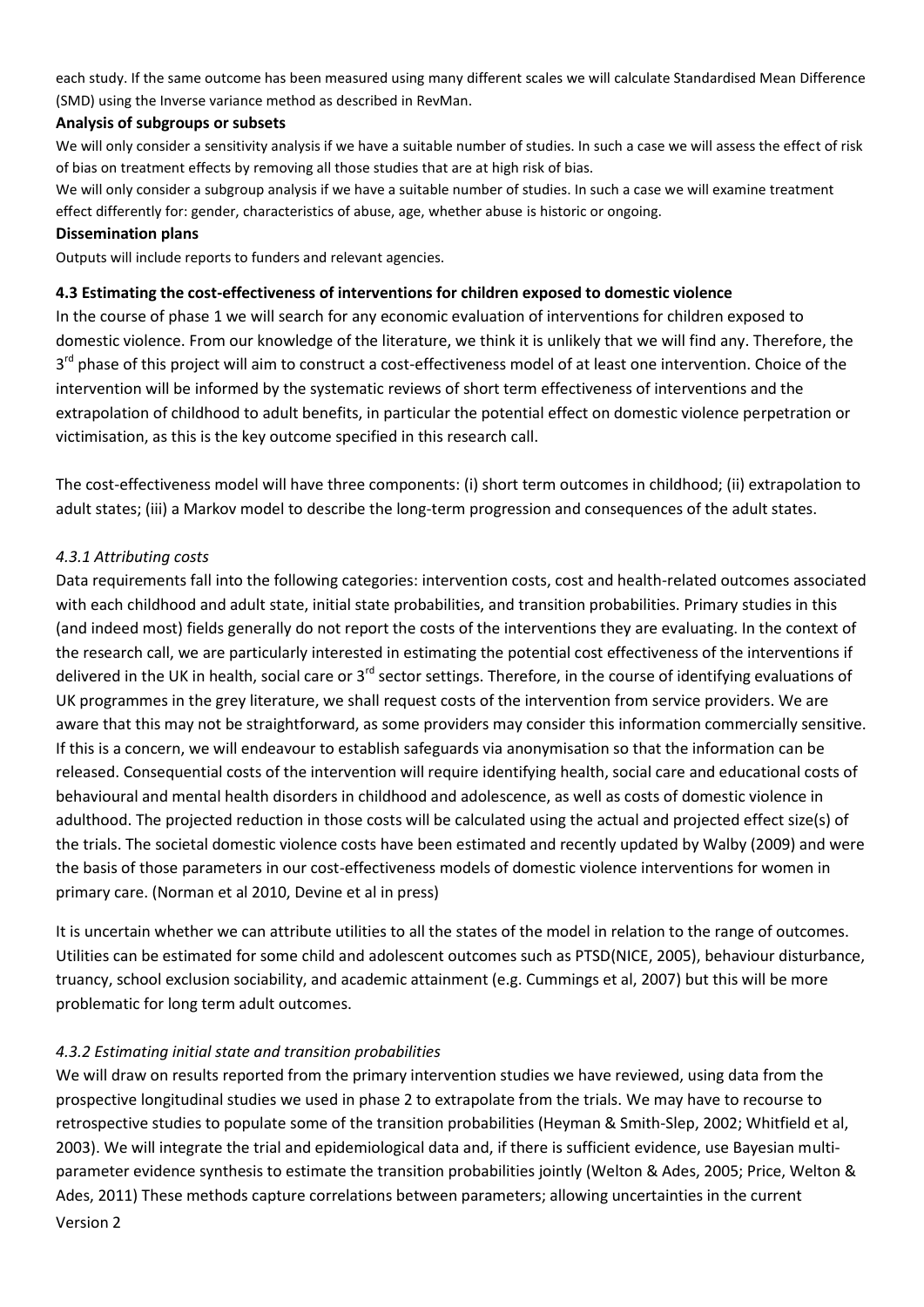each study. If the same outcome has been measured using many different scales we will calculate Standardised Mean Difference (SMD) using the Inverse variance method as described in RevMan.

**Analysis of subgroups or subsets**

We will only consider a sensitivity analysis if we have a suitable number of studies. In such a case we will assess the effect of risk of bias on treatment effects by removing all those studies that are at high risk of bias.

We will only consider a subgroup analysis if we have a suitable number of studies. In such a case we will examine treatment effect differently for: gender, characteristics of abuse, age, whether abuse is historic or ongoing.

**Dissemination plans**

Outputs will include reports to funders and relevant agencies.

### 4.3 Estimating the cost-effectiveness of interventions for children exposed to domestic violence

In the course of phase 1 we will search for any economic evaluation of interventions for children exposed to domestic violence. From our knowledge of the literature, we think it is unlikely that we will find any. Therefore, the 3rd phase of this project will aim to construct a cost-effectiveness model of at least one intervention. Choice of the intervention will be informed by the systematic reviews of short term effectiveness of interventions and the extrapolation of childhood to adult benefits, in particular the potential effect on domestic violence perpetration or victimisation, as this is the key outcome specified in this research call.

The cost-effectiveness model will have three components: (i) short term outcomes in childhood; (ii) extrapolation to adult states; (iii) a Markov model to describe the long-term progression and consequences of the adult states.

#### *4.3.1 Attributing costs*

Data requirements fall into the following categories: intervention costs, cost and health-related outcomes associated with each childhood and adult state, initial state probabilities, and transition probabilities. Primary studies in this (and indeed most) fields generally do not report the costs of the interventions they are evaluating. In the context of the research call, we are particularly interested in estimating the potential cost effectiveness of the interventions if delivered in the UK in health, social care or 3rd sector settings. Therefore, in the course of identifying evaluations of UK programmes in the grey literature, we shall request costs of the intervention from service providers. We are aware that this may not be straightforward, as some providers may consider this information commercially sensitive. If this is a concern, we will endeavour to establish safeguards via anonymisation so that the information can be released. Consequential costs of the intervention will require identifying health, social care and educational costs of behavioural and mental health disorders in childhood and adolescence, as well as costs of domestic violence in adulthood. The projected reduction in those costs will be calculated using the actual and projected effect size(s) of the trials. The societal domestic violence costs have been estimated and recently updated by Walby (2009) and were the basis of those parameters in our cost-effectiveness models of domestic violence interventions for women in primary care. (Norman et al 2010, Devine et al in press)

It is uncertain whether we can attribute utilities to all the states of the model in relation to the range of outcomes. Utilities can be estimated for some child and adolescent outcomes such as PTSD(NICE, 2005), behaviour disturbance, truancy, school exclusion sociability, and academic attainment (e.g. Cummings et al, 2007) but this will be more problematic for long term adult outcomes.

#### *4.3.2 Estimating initial state and transition probabilities*

We will draw on results reported from the primary intervention studies we have reviewed, using data from the prospective longitudinal studies we used in phase 2 to extrapolate from the trials. We may have to recourse to retrospective studies to populate some of the transition probabilities (Heyman & Smith-Slep, 2002; Whitfield et al, 2003). We will integrate the trial and epidemiological data and, if there is sufficient evidence, use Bayesian multi-parameter evidence synthesis to estimate the transition probabilities jointly (Welton & Ades, 2005; Price, Welton & Ades, 2011) These methods capture correlations between parameters; allowing uncertainties in the current

Version 2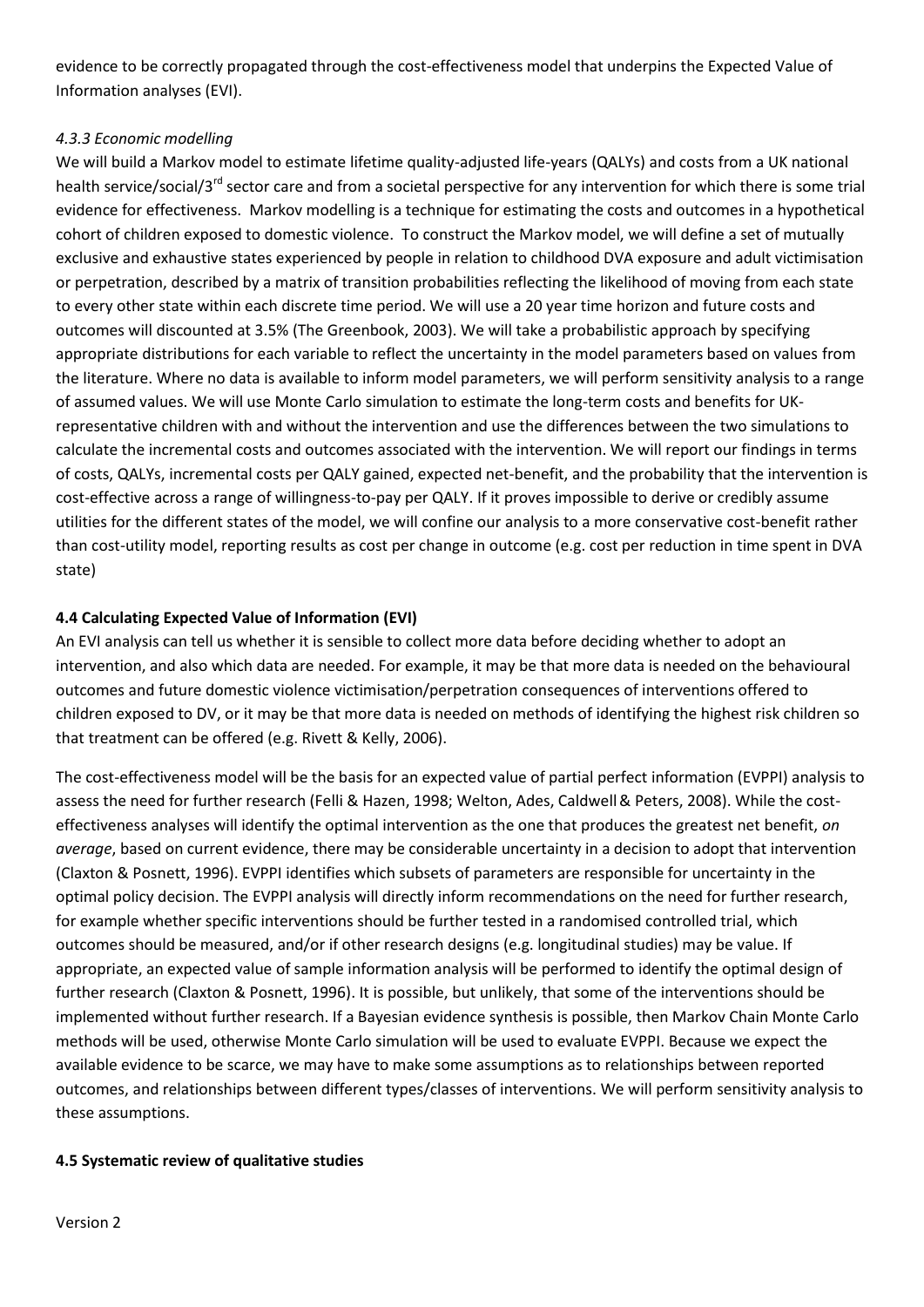evidence to be correctly propagated through the cost-effectiveness model that underpins the Expected Value of Information analyses (EVI).

#### *4.3.3 Economic modelling*

We will build a Markov model to estimate lifetime quality-adjusted life-years (QALYs) and costs from a UK national health service/social/3rd sector care and from a societal perspective for any intervention for which there is some trial evidence for effectiveness. Markov modelling is a technique for estimating the costs and outcomes in a hypothetical cohort of children exposed to domestic violence. To construct the Markov model, we will define a set of mutually exclusive and exhaustive states experienced by people in relation to childhood DVA exposure and adult victimisation or perpetration, described by a matrix of transition probabilities reflecting the likelihood of moving from each state to every other state within each discrete time period. We will use a 20 year time horizon and future costs and outcomes will discounted at 3.5% (The Greenbook, 2003). We will take a probabilistic approach by specifying appropriate distributions for each variable to reflect the uncertainty in the model parameters based on values from the literature. Where no data is available to inform model parameters, we will perform sensitivity analysis to a range of assumed values. We will use Monte Carlo simulation to estimate the long-term costs and benefits for UK-representative children with and without the intervention and use the differences between the two simulations to calculate the incremental costs and outcomes associated with the intervention. We will report our findings in terms of costs, QALYs, incremental costs per QALY gained, expected net-benefit, and the probability that the intervention is cost-effective across a range of willingness-to-pay per QALY. If it proves impossible to derive or credibly assume utilities for the different states of the model, we will confine our analysis to a more conservative cost-benefit rather than cost-utility model, reporting results as cost per change in outcome (e.g. cost per reduction in time spent in DVA state)

### 4.4 Calculating Expected Value of Information (EVI)

An EVI analysis can tell us whether it is sensible to collect more data before deciding whether to adopt an intervention, and also which data are needed. For example, it may be that more data is needed on the behavioural outcomes and future domestic violence victimisation/perpetration consequences of interventions offered to children exposed to DV, or it may be that more data is needed on methods of identifying the highest risk children so that treatment can be offered (e.g. Rivett & Kelly, 2006).

The cost-effectiveness model will be the basis for an expected value of partial perfect information (EVPPI) analysis to assess the need for further research (Felli & Hazen, 1998; Welton, Ades, Caldwell & Peters, 2008). While the cost-effectiveness analyses will identify the optimal intervention as the one that produces the greatest net benefit, *on average*, based on current evidence, there may be considerable uncertainty in a decision to adopt that intervention (Claxton & Posnett, 1996). EVPPI identifies which subsets of parameters are responsible for uncertainty in the optimal policy decision. The EVPPI analysis will directly inform recommendations on the need for further research, for example whether specific interventions should be further tested in a randomised controlled trial, which outcomes should be measured, and/or if other research designs (e.g. longitudinal studies) may be value. If appropriate, an expected value of sample information analysis will be performed to identify the optimal design of further research (Claxton & Posnett, 1996). It is possible, but unlikely, that some of the interventions should be implemented without further research. If a Bayesian evidence synthesis is possible, then Markov Chain Monte Carlo methods will be used, otherwise Monte Carlo simulation will be used to evaluate EVPPI. Because we expect the available evidence to be scarce, we may have to make some assumptions as to relationships between reported outcomes, and relationships between different types/classes of interventions. We will perform sensitivity analysis to these assumptions.

### 4.5 Systematic review of qualitative studies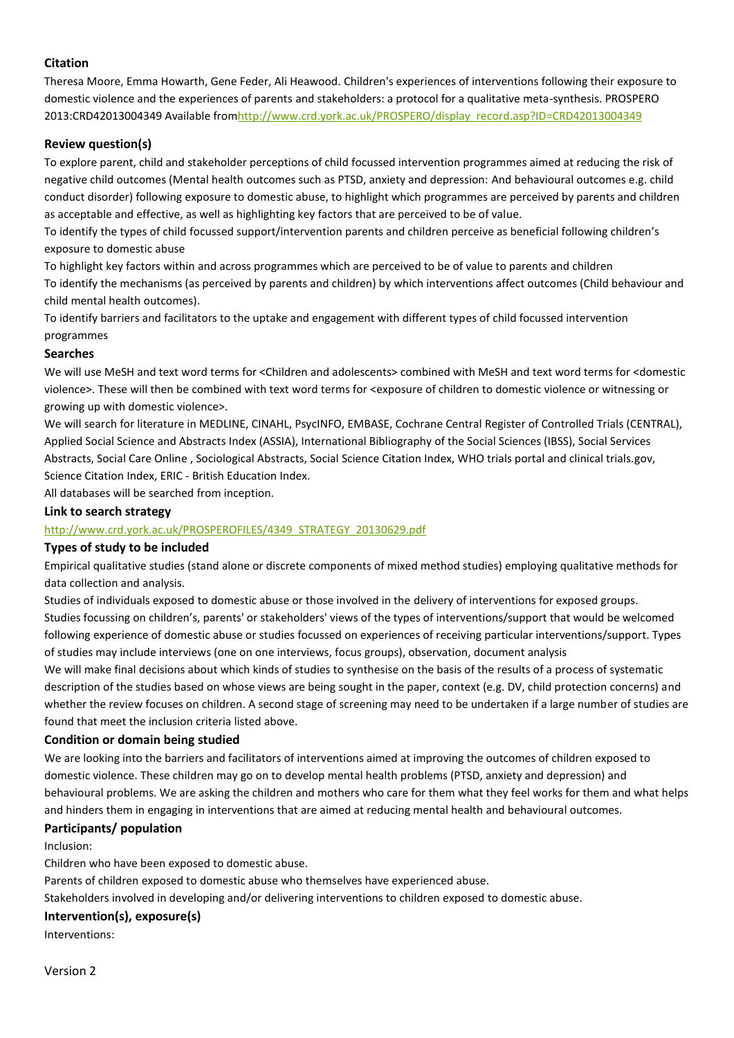**Citation**

Theresa Moore, Emma Howarth, Gene Feder, Ali Heawood. Children's experiences of interventions following their exposure to domestic violence and the experiences of parents and stakeholders: a protocol for a qualitative meta-synthesis. PROSPERO 2013:CRD42013004349 Available from[http://www.crd.york.ac.uk/PROSPERO/display_record.asp?ID=CRD42013004349](http://www.crd.york.ac.uk/PROSPERO/display_record.asp?ID=CRD42013004349)

**Review question(s)**

To explore parent, child and stakeholder perceptions of child focussed intervention programmes aimed at reducing the risk of negative child outcomes (Mental health outcomes such as PTSD, anxiety and depression: And behavioural outcomes e.g. child conduct disorder) following exposure to domestic abuse, to highlight which programmes are perceived by parents and children as acceptable and effective, as well as highlighting key factors that are perceived to be of value.

To identify the types of child focussed support/intervention parents and children perceive as beneficial following children's exposure to domestic abuse

To highlight key factors within and across programmes which are perceived to be of value to parents and children

To identify the mechanisms (as perceived by parents and children) by which interventions affect outcomes (Child behaviour and child mental health outcomes).

To identify barriers and facilitators to the uptake and engagement with different types of child focussed intervention programmes

**Searches**

We will use MeSH and text word terms for <Children and adolescents> combined with MeSH and text word terms for <domestic violence>. These will then be combined with text word terms for <exposure of children to domestic violence or witnessing or growing up with domestic violence>.

We will search for literature in MEDLINE, CINAHL, PsycINFO, EMBASE, Cochrane Central Register of Controlled Trials (CENTRAL), Applied Social Science and Abstracts Index (ASSIA), International Bibliography of the Social Sciences (IBSS), Social Services Abstracts, Social Care Online , Sociological Abstracts, Social Science Citation Index, WHO trials portal and clinical trials.gov, Science Citation Index, ERIC - British Education Index.

All databases will be searched from inception.

**Link to search strategy**

[http://www.crd.york.ac.uk/PROSPEROFILES/4349_STRATEGY_20130629.pdf](http://www.crd.york.ac.uk/PROSPEROFILES/4349_STRATEGY_20130629.pdf)

**Types of study to be included**

Empirical qualitative studies (stand alone or discrete components of mixed method studies) employing qualitative methods for data collection and analysis.

Studies of individuals exposed to domestic abuse or those involved in the delivery of interventions for exposed groups.

Studies focussing on children's, parents' or stakeholders' views of the types of interventions/support that would be welcomed following experience of domestic abuse or studies focussed on experiences of receiving particular interventions/support. Types of studies may include interviews (one on one interviews, focus groups), observation, document analysis

We will make final decisions about which kinds of studies to synthesise on the basis of the results of a process of systematic description of the studies based on whose views are being sought in the paper, context (e.g. DV, child protection concerns) and whether the review focuses on children. A second stage of screening may need to be undertaken if a large number of studies are found that meet the inclusion criteria listed above.

**Condition or domain being studied**

We are looking into the barriers and facilitators of interventions aimed at improving the outcomes of children exposed to domestic violence. These children may go on to develop mental health problems (PTSD, anxiety and depression) and behavioural problems. We are asking the children and mothers who care for them what they feel works for them and what helps and hinders them in engaging in interventions that are aimed at reducing mental health and behavioural outcomes.

**Participants/ population**

Inclusion:

Children who have been exposed to domestic abuse.

Parents of children exposed to domestic abuse who themselves have experienced abuse.

Stakeholders involved in developing and/or delivering interventions to children exposed to domestic abuse.

**Intervention(s), exposure(s)**

Interventions:

Version 2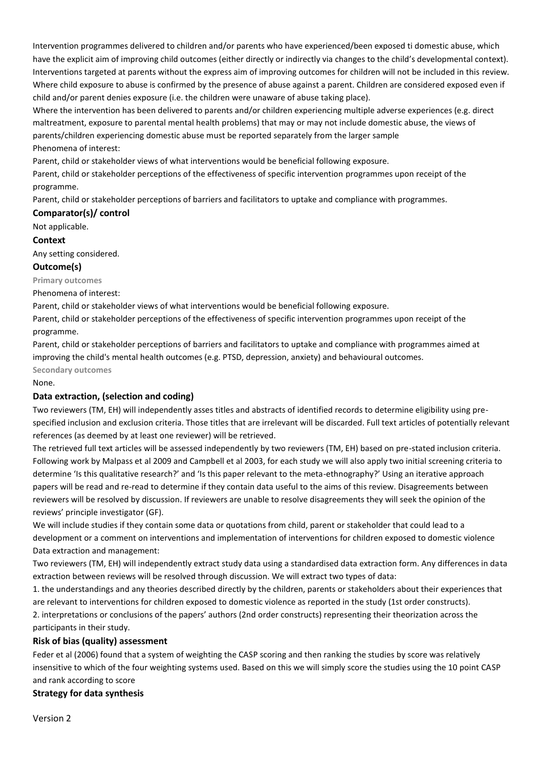Intervention programmes delivered to children and/or parents who have experienced/been exposed ti domestic abuse, which have the explicit aim of improving child outcomes (either directly or indirectly via changes to the child's developmental context). Interventions targeted at parents without the express aim of improving outcomes for children will not be included in this review. Where child exposure to abuse is confirmed by the presence of abuse against a parent. Children are considered exposed even if child and/or parent denies exposure (i.e. the children were unaware of abuse taking place).

Where the intervention has been delivered to parents and/or children experiencing multiple adverse experiences (e.g. direct maltreatment, exposure to parental mental health problems) that may or may not include domestic abuse, the views of parents/children experiencing domestic abuse must be reported separately from the larger sample

Phenomena of interest:

Parent, child or stakeholder views of what interventions would be beneficial following exposure.

Parent, child or stakeholder perceptions of the effectiveness of specific intervention programmes upon receipt of the programme.

Parent, child or stakeholder perceptions of barriers and facilitators to uptake and compliance with programmes.

**Comparator(s)/ control**

Not applicable.

**Context**

Any setting considered.

**Outcome(s)**

**Primary outcomes**

Phenomena of interest:

Parent, child or stakeholder views of what interventions would be beneficial following exposure.

Parent, child or stakeholder perceptions of the effectiveness of specific intervention programmes upon receipt of the programme.

Parent, child or stakeholder perceptions of barriers and facilitators to uptake and compliance with programmes aimed at improving the child's mental health outcomes (e.g. PTSD, depression, anxiety) and behavioural outcomes.

**Secondary outcomes**

None.

**Data extraction, (selection and coding)**

Two reviewers (TM, EH) will independently asses titles and abstracts of identified records to determine eligibility using pre-specified inclusion and exclusion criteria. Those titles that are irrelevant will be discarded. Full text articles of potentially relevant references (as deemed by at least one reviewer) will be retrieved.

The retrieved full text articles will be assessed independently by two reviewers (TM, EH) based on pre-stated inclusion criteria. Following work by Malpass et al 2009 and Campbell et al 2003, for each study we will also apply two initial screening criteria to determine 'Is this qualitative research?' and 'Is this paper relevant to the meta-ethnography?' Using an iterative approach papers will be read and re-read to determine if they contain data useful to the aims of this review. Disagreements between reviewers will be resolved by discussion. If reviewers are unable to resolve disagreements they will seek the opinion of the reviews' principle investigator (GF).

We will include studies if they contain some data or quotations from child, parent or stakeholder that could lead to a development or a comment on interventions and implementation of interventions for children exposed to domestic violence

Data extraction and management:

Two reviewers (TM, EH) will independently extract study data using a standardised data extraction form. Any differences in data extraction between reviews will be resolved through discussion. We will extract two types of data:

1. the understandings and any theories described directly by the children, parents or stakeholders about their experiences that are relevant to interventions for children exposed to domestic violence as reported in the study (1st order constructs).
2. interpretations or conclusions of the papers' authors (2nd order constructs) representing their theorization across the participants in their study.

**Risk of bias (quality) assessment**

Feder et al (2006) found that a system of weighting the CASP scoring and then ranking the studies by score was relatively insensitive to which of the four weighting systems used. Based on this we will simply score the studies using the 10 point CASP and rank according to score

**Strategy for data synthesis**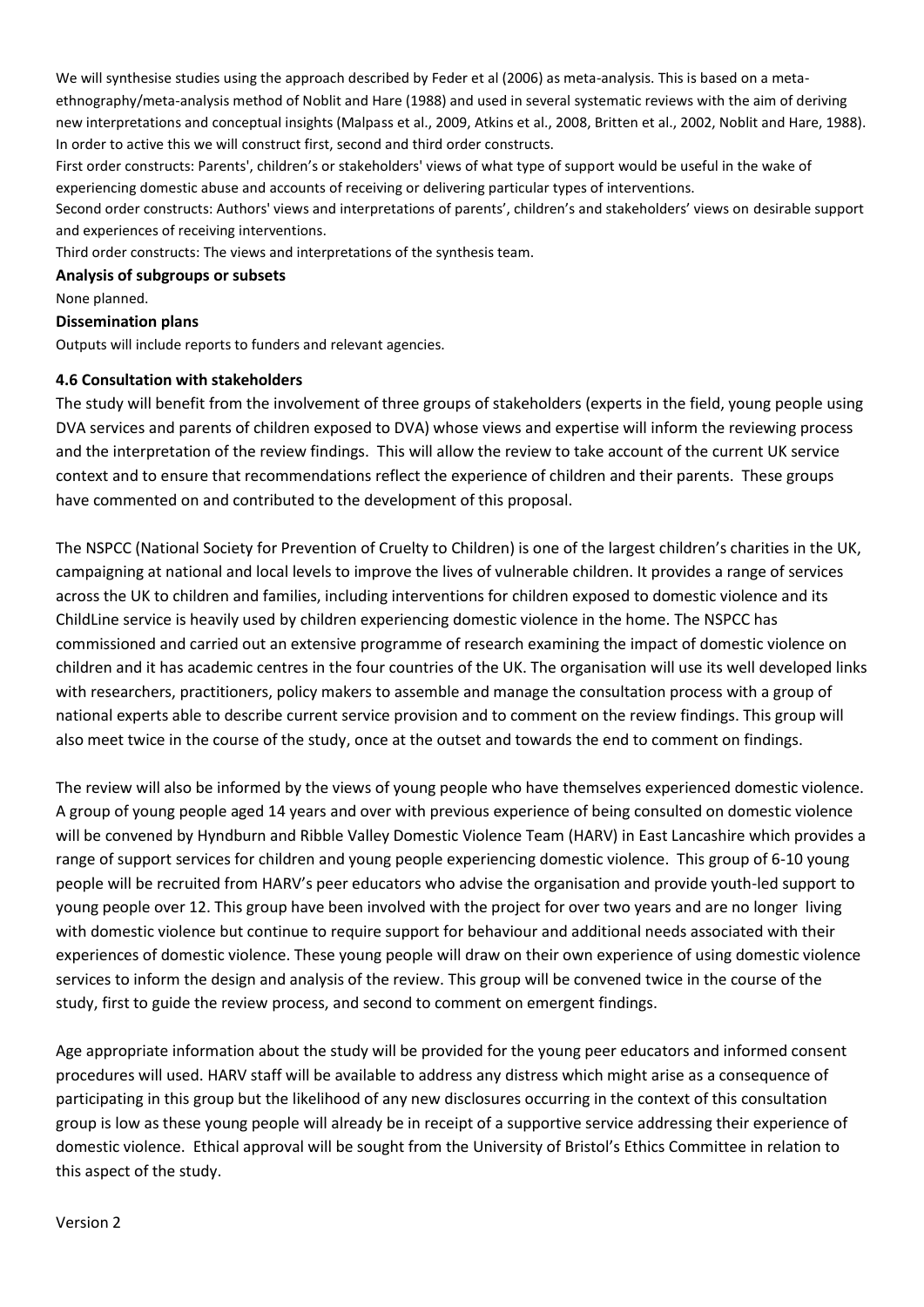We will synthesise studies using the approach described by Feder et al (2006) as meta-analysis. This is based on a meta-ethnography/meta-analysis method of Noblit and Hare (1988) and used in several systematic reviews with the aim of deriving new interpretations and conceptual insights (Malpass et al., 2009, Atkins et al., 2008, Britten et al., 2002, Noblit and Hare, 1988). In order to active this we will construct first, second and third order constructs.

First order constructs: Parents', children's or stakeholders' views of what type of support would be useful in the wake of experiencing domestic abuse and accounts of receiving or delivering particular types of interventions.

Second order constructs: Authors' views and interpretations of parents', children's and stakeholders' views on desirable support and experiences of receiving interventions.

Third order constructs: The views and interpretations of the synthesis team.

**Analysis of subgroups or subsets**

None planned.

**Dissemination plans**

Outputs will include reports to funders and relevant agencies.

### 4.6 Consultation with stakeholders

The study will benefit from the involvement of three groups of stakeholders (experts in the field, young people using DVA services and parents of children exposed to DVA) whose views and expertise will inform the reviewing process and the interpretation of the review findings. This will allow the review to take account of the current UK service context and to ensure that recommendations reflect the experience of children and their parents. These groups have commented on and contributed to the development of this proposal.

The NSPCC (National Society for Prevention of Cruelty to Children) is one of the largest children's charities in the UK, campaigning at national and local levels to improve the lives of vulnerable children. It provides a range of services across the UK to children and families, including interventions for children exposed to domestic violence and its ChildLine service is heavily used by children experiencing domestic violence in the home. The NSPCC has commissioned and carried out an extensive programme of research examining the impact of domestic violence on children and it has academic centres in the four countries of the UK. The organisation will use its well developed links with researchers, practitioners, policy makers to assemble and manage the consultation process with a group of national experts able to describe current service provision and to comment on the review findings. This group will also meet twice in the course of the study, once at the outset and towards the end to comment on findings.

The review will also be informed by the views of young people who have themselves experienced domestic violence. A group of young people aged 14 years and over with previous experience of being consulted on domestic violence will be convened by Hyndburn and Ribble Valley Domestic Violence Team (HARV) in East Lancashire which provides a range of support services for children and young people experiencing domestic violence. This group of 6-10 young people will be recruited from HARV's peer educators who advise the organisation and provide youth-led support to young people over 12. This group have been involved with the project for over two years and are no longer living with domestic violence but continue to require support for behaviour and additional needs associated with their experiences of domestic violence. These young people will draw on their own experience of using domestic violence services to inform the design and analysis of the review. This group will be convened twice in the course of the study, first to guide the review process, and second to comment on emergent findings.

Age appropriate information about the study will be provided for the young peer educators and informed consent procedures will used. HARV staff will be available to address any distress which might arise as a consequence of participating in this group but the likelihood of any new disclosures occurring in the context of this consultation group is low as these young people will already be in receipt of a supportive service addressing their experience of domestic violence. Ethical approval will be sought from the University of Bristol's Ethics Committee in relation to this aspect of the study.

Version 2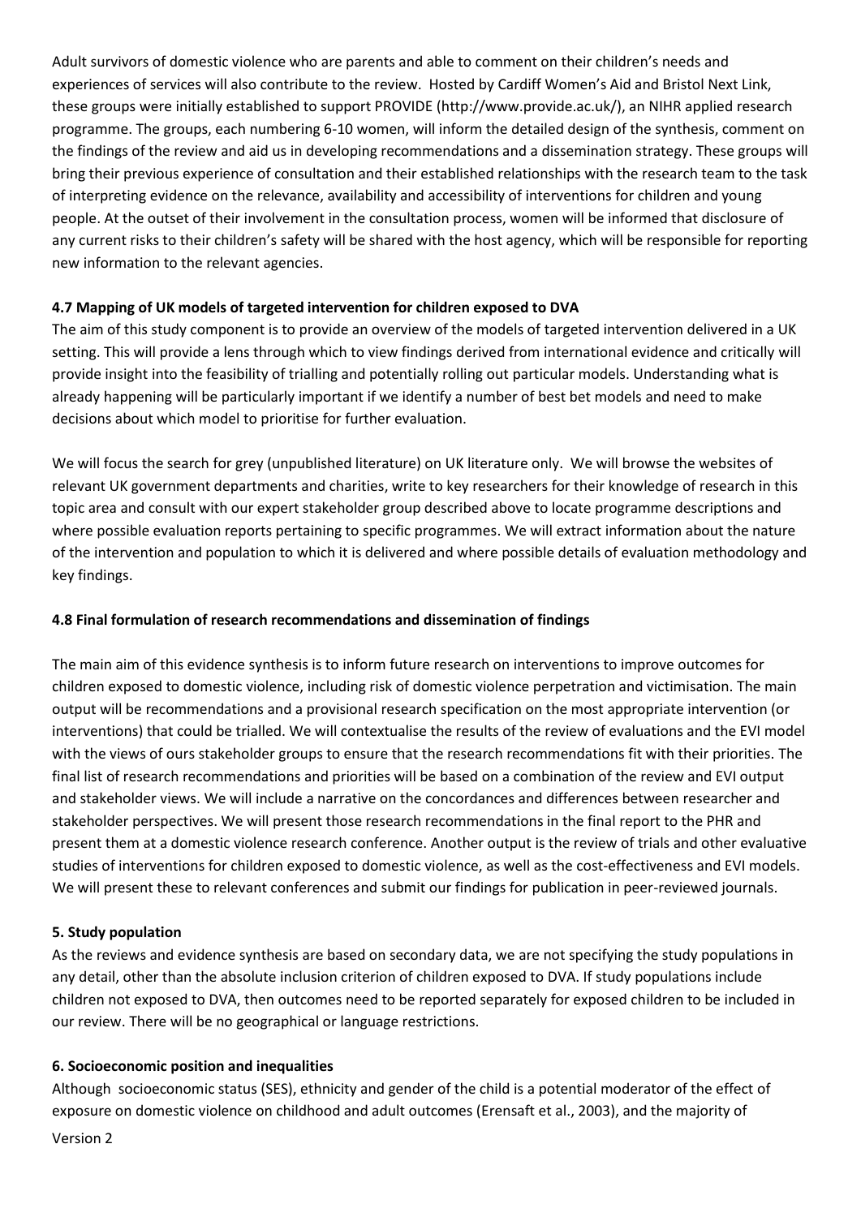Adult survivors of domestic violence who are parents and able to comment on their children's needs and experiences of services will also contribute to the review. Hosted by Cardiff Women's Aid and Bristol Next Link, these groups were initially established to support PROVIDE (http://www.provide.ac.uk/), an NIHR applied research programme. The groups, each numbering 6-10 women, will inform the detailed design of the synthesis, comment on the findings of the review and aid us in developing recommendations and a dissemination strategy. These groups will bring their previous experience of consultation and their established relationships with the research team to the task of interpreting evidence on the relevance, availability and accessibility of interventions for children and young people. At the outset of their involvement in the consultation process, women will be informed that disclosure of any current risks to their children's safety will be shared with the host agency, which will be responsible for reporting new information to the relevant agencies.

**4.7 Mapping of UK models of targeted intervention for children exposed to DVA**

The aim of this study component is to provide an overview of the models of targeted intervention delivered in a UK setting. This will provide a lens through which to view findings derived from international evidence and critically will provide insight into the feasibility of trialling and potentially rolling out particular models. Understanding what is already happening will be particularly important if we identify a number of best bet models and need to make decisions about which model to prioritise for further evaluation.

We will focus the search for grey (unpublished literature) on UK literature only. We will browse the websites of relevant UK government departments and charities, write to key researchers for their knowledge of research in this topic area and consult with our expert stakeholder group described above to locate programme descriptions and where possible evaluation reports pertaining to specific programmes. We will extract information about the nature of the intervention and population to which it is delivered and where possible details of evaluation methodology and key findings.

**4.8 Final formulation of research recommendations and dissemination of findings**

The main aim of this evidence synthesis is to inform future research on interventions to improve outcomes for children exposed to domestic violence, including risk of domestic violence perpetration and victimisation. The main output will be recommendations and a provisional research specification on the most appropriate intervention (or interventions) that could be trialled. We will contextualise the results of the review of evaluations and the EVI model with the views of ours stakeholder groups to ensure that the research recommendations fit with their priorities. The final list of research recommendations and priorities will be based on a combination of the review and EVI output and stakeholder views. We will include a narrative on the concordances and differences between researcher and stakeholder perspectives. We will present those research recommendations in the final report to the PHR and present them at a domestic violence research conference. Another output is the review of trials and other evaluative studies of interventions for children exposed to domestic violence, as well as the cost-effectiveness and EVI models. We will present these to relevant conferences and submit our findings for publication in peer-reviewed journals.

**5. Study population**

As the reviews and evidence synthesis are based on secondary data, we are not specifying the study populations in any detail, other than the absolute inclusion criterion of children exposed to DVA. If study populations include children not exposed to DVA, then outcomes need to be reported separately for exposed children to be included in our review. There will be no geographical or language restrictions.

**6. Socioeconomic position and inequalities**

Although socioeconomic status (SES), ethnicity and gender of the child is a potential moderator of the effect of exposure on domestic violence on childhood and adult outcomes (Erensaft et al., 2003), and the majority of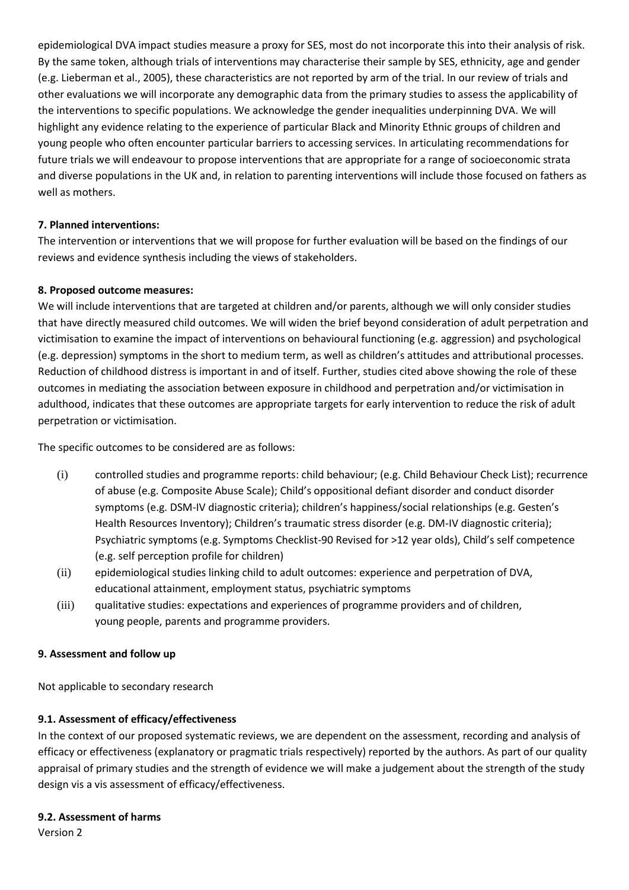epidemiological DVA impact studies measure a proxy for SES, most do not incorporate this into their analysis of risk. By the same token, although trials of interventions may characterise their sample by SES, ethnicity, age and gender (e.g. Lieberman et al., 2005), these characteristics are not reported by arm of the trial. In our review of trials and other evaluations we will incorporate any demographic data from the primary studies to assess the applicability of the interventions to specific populations. We acknowledge the gender inequalities underpinning DVA. We will highlight any evidence relating to the experience of particular Black and Minority Ethnic groups of children and young people who often encounter particular barriers to accessing services. In articulating recommendations for future trials we will endeavour to propose interventions that are appropriate for a range of socioeconomic strata and diverse populations in the UK and, in relation to parenting interventions will include those focused on fathers as well as mothers.

**7. Planned interventions:**

The intervention or interventions that we will propose for further evaluation will be based on the findings of our reviews and evidence synthesis including the views of stakeholders.

**8. Proposed outcome measures:**

We will include interventions that are targeted at children and/or parents, although we will only consider studies that have directly measured child outcomes. We will widen the brief beyond consideration of adult perpetration and victimisation to examine the impact of interventions on behavioural functioning (e.g. aggression) and psychological (e.g. depression) symptoms in the short to medium term, as well as children's attitudes and attributional processes. Reduction of childhood distress is important in and of itself. Further, studies cited above showing the role of these outcomes in mediating the association between exposure in childhood and perpetration and/or victimisation in adulthood, indicates that these outcomes are appropriate targets for early intervention to reduce the risk of adult perpetration or victimisation.

The specific outcomes to be considered are as follows:

(i) controlled studies and programme reports: child behaviour; (e.g. Child Behaviour Check List); recurrence of abuse (e.g. Composite Abuse Scale); Child's oppositional defiant disorder and conduct disorder symptoms (e.g. DSM-IV diagnostic criteria); children's happiness/social relationships (e.g. Gesten's Health Resources Inventory); Children's traumatic stress disorder (e.g. DM-IV diagnostic criteria); Psychiatric symptoms (e.g. Symptoms Checklist-90 Revised for >12 year olds), Child's self competence (e.g. self perception profile for children)

(ii) epidemiological studies linking child to adult outcomes: experience and perpetration of DVA, educational attainment, employment status, psychiatric symptoms

(iii) qualitative studies: expectations and experiences of programme providers and of children, young people, parents and programme providers.

**9. Assessment and follow up**

Not applicable to secondary research

**9.1. Assessment of efficacy/effectiveness**

In the context of our proposed systematic reviews, we are dependent on the assessment, recording and analysis of efficacy or effectiveness (explanatory or pragmatic trials respectively) reported by the authors. As part of our quality appraisal of primary studies and the strength of evidence we will make a judgement about the strength of the study design vis a vis assessment of efficacy/effectiveness.

**9.2. Assessment of harms**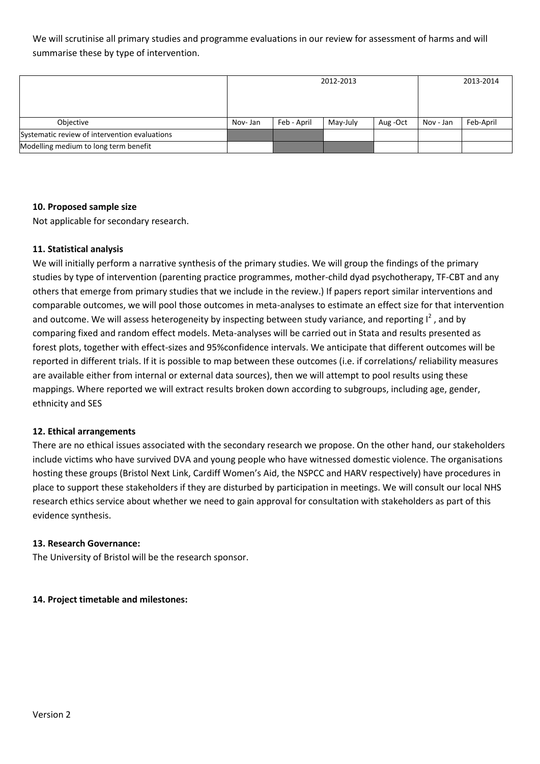We will scrutinise all primary studies and programme evaluations in our review for assessment of harms and will summarise these by type of intervention.

| | 2012-2013 | | | | 2013-2014 | |
|---|---|---|---|---|---|---|
| Objective | Nov- Jan | Feb - April | May-July | Aug -Oct | Nov - Jan | Feb-April |
| Systematic review of intervention evaluations | | | | | | |
| Modelling medium to long term benefit | | | | | | |

### 10. Proposed sample size

Not applicable for secondary research.

### 11. Statistical analysis

We will initially perform a narrative synthesis of the primary studies. We will group the findings of the primary studies by type of intervention (parenting practice programmes, mother-child dyad psychotherapy, TF-CBT and any others that emerge from primary studies that we include in the review.) If papers report similar interventions and comparable outcomes, we will pool those outcomes in meta-analyses to estimate an effect size for that intervention and outcome. We will assess heterogeneity by inspecting between study variance, and reporting $I^2$ , and by comparing fixed and random effect models. Meta-analyses will be carried out in Stata and results presented as forest plots, together with effect-sizes and 95%confidence intervals. We anticipate that different outcomes will be reported in different trials. If it is possible to map between these outcomes (i.e. if correlations/ reliability measures are available either from internal or external data sources), then we will attempt to pool results using these mappings. Where reported we will extract results broken down according to subgroups, including age, gender, ethnicity and SES

### 12. Ethical arrangements

There are no ethical issues associated with the secondary research we propose. On the other hand, our stakeholders include victims who have survived DVA and young people who have witnessed domestic violence. The organisations hosting these groups (Bristol Next Link, Cardiff Women's Aid, the NSPCC and HARV respectively) have procedures in place to support these stakeholders if they are disturbed by participation in meetings. We will consult our local NHS research ethics service about whether we need to gain approval for consultation with stakeholders as part of this evidence synthesis.

### 13. Research Governance:

The University of Bristol will be the research sponsor.

### 14. Project timetable and milestones: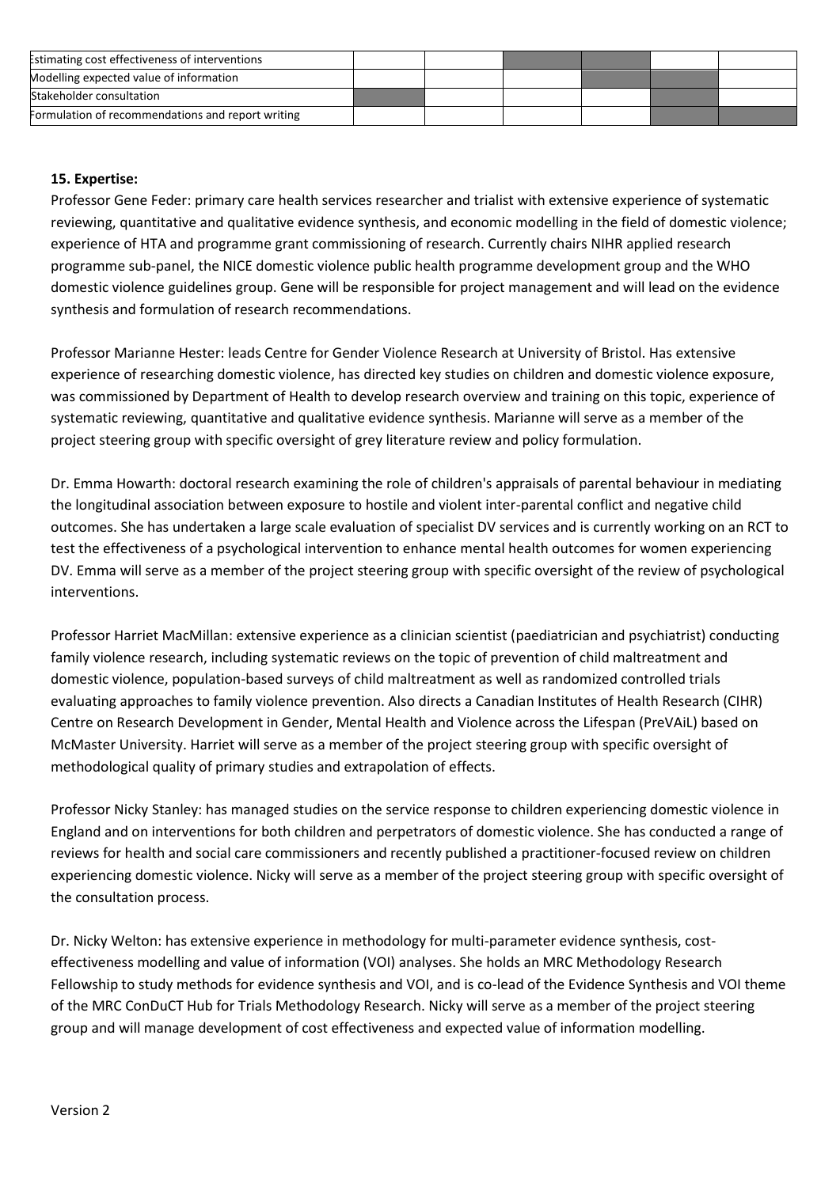| | | | | | | |
|---|---|---|---|---|---|---|
| Estimating cost effectiveness of interventions | | | X | X | | |
| Modelling expected value of information | | | | X | X | |
| Stakeholder consultation | X | | | | X | |
| Formulation of recommendations and report writing | | | | | X | X |

**15. Expertise:**

Professor Gene Feder: primary care health services researcher and trialist with extensive experience of systematic reviewing, quantitative and qualitative evidence synthesis, and economic modelling in the field of domestic violence; experience of HTA and programme grant commissioning of research. Currently chairs NIHR applied research programme sub-panel, the NICE domestic violence public health programme development group and the WHO domestic violence guidelines group. Gene will be responsible for project management and will lead on the evidence synthesis and formulation of research recommendations.

Professor Marianne Hester: leads Centre for Gender Violence Research at University of Bristol. Has extensive experience of researching domestic violence, has directed key studies on children and domestic violence exposure, was commissioned by Department of Health to develop research overview and training on this topic, experience of systematic reviewing, quantitative and qualitative evidence synthesis. Marianne will serve as a member of the project steering group with specific oversight of grey literature review and policy formulation.

Dr. Emma Howarth: doctoral research examining the role of children's appraisals of parental behaviour in mediating the longitudinal association between exposure to hostile and violent inter-parental conflict and negative child outcomes. She has undertaken a large scale evaluation of specialist DV services and is currently working on an RCT to test the effectiveness of a psychological intervention to enhance mental health outcomes for women experiencing DV. Emma will serve as a member of the project steering group with specific oversight of the review of psychological interventions.

Professor Harriet MacMillan: extensive experience as a clinician scientist (paediatrician and psychiatrist) conducting family violence research, including systematic reviews on the topic of prevention of child maltreatment and domestic violence, population-based surveys of child maltreatment as well as randomized controlled trials evaluating approaches to family violence prevention. Also directs a Canadian Institutes of Health Research (CIHR) Centre on Research Development in Gender, Mental Health and Violence across the Lifespan (PreVAiL) based on McMaster University. Harriet will serve as a member of the project steering group with specific oversight of methodological quality of primary studies and extrapolation of effects.

Professor Nicky Stanley: has managed studies on the service response to children experiencing domestic violence in England and on interventions for both children and perpetrators of domestic violence. She has conducted a range of reviews for health and social care commissioners and recently published a practitioner-focused review on children experiencing domestic violence. Nicky will serve as a member of the project steering group with specific oversight of the consultation process.

Dr. Nicky Welton: has extensive experience in methodology for multi-parameter evidence synthesis, cost-effectiveness modelling and value of information (VOI) analyses. She holds an MRC Methodology Research Fellowship to study methods for evidence synthesis and VOI, and is co-lead of the Evidence Synthesis and VOI theme of the MRC ConDuCT Hub for Trials Methodology Research. Nicky will serve as a member of the project steering group and will manage development of cost effectiveness and expected value of information modelling.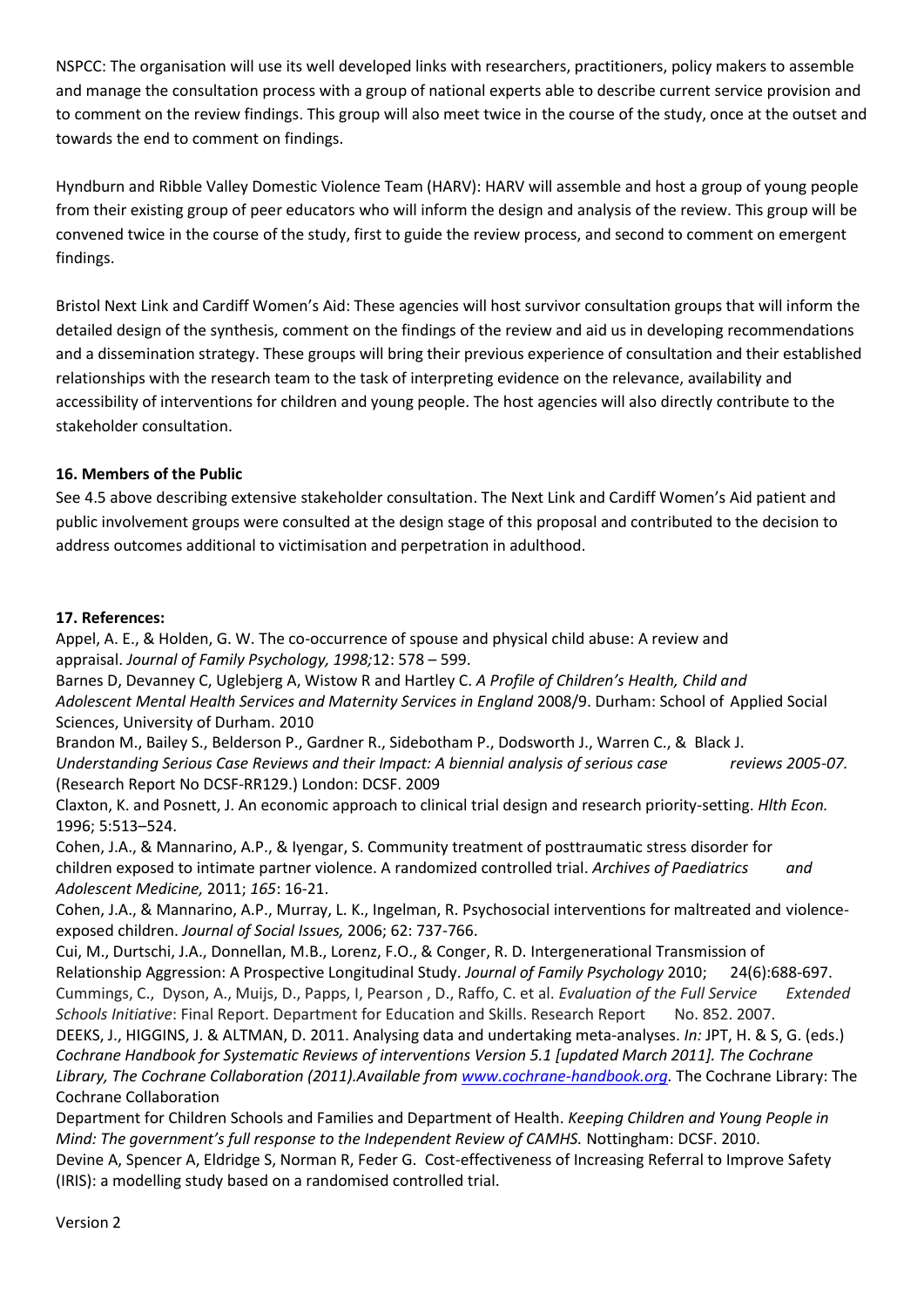NSPCC: The organisation will use its well developed links with researchers, practitioners, policy makers to assemble and manage the consultation process with a group of national experts able to describe current service provision and to comment on the review findings. This group will also meet twice in the course of the study, once at the outset and towards the end to comment on findings.

Hyndburn and Ribble Valley Domestic Violence Team (HARV): HARV will assemble and host a group of young people from their existing group of peer educators who will inform the design and analysis of the review. This group will be convened twice in the course of the study, first to guide the review process, and second to comment on emergent findings.

Bristol Next Link and Cardiff Women's Aid: These agencies will host survivor consultation groups that will inform the detailed design of the synthesis, comment on the findings of the review and aid us in developing recommendations and a dissemination strategy. These groups will bring their previous experience of consultation and their established relationships with the research team to the task of interpreting evidence on the relevance, availability and accessibility of interventions for children and young people. The host agencies will also directly contribute to the stakeholder consultation.

**16. Members of the Public**

See 4.5 above describing extensive stakeholder consultation. The Next Link and Cardiff Women's Aid patient and public involvement groups were consulted at the design stage of this proposal and contributed to the decision to address outcomes additional to victimisation and perpetration in adulthood.

**17. References:**

Appel, A. E., & Holden, G. W. The co-occurrence of spouse and physical child abuse: A review and appraisal. *Journal of Family Psychology, 1998;*12: 578 – 599.

Barnes D, Devanney C, Uglebjerg A, Wistow R and Hartley C. *A Profile of Children's Health, Child and Adolescent Mental Health Services and Maternity Services in England* 2008/9. Durham: School of Applied Social Sciences, University of Durham. 2010

Brandon M., Bailey S., Belderson P., Gardner R., Sidebotham P., Dodsworth J., Warren C., & Black J. *Understanding Serious Case Reviews and their Impact: A biennial analysis of serious case reviews 2005-07.* (Research Report No DCSF-RR129.) London: DCSF. 2009

Claxton, K. and Posnett, J. An economic approach to clinical trial design and research priority-setting. *Hlth Econ.* 1996; 5:513–524.

Cohen, J.A., & Mannarino, A.P., & Iyengar, S. Community treatment of posttraumatic stress disorder for children exposed to intimate partner violence. A randomized controlled trial. *Archives of Paediatrics and Adolescent Medicine,* 2011; *165*: 16-21.

Cohen, J.A., & Mannarino, A.P., Murray, L. K., Ingelman, R. Psychosocial interventions for maltreated and violence-exposed children. *Journal of Social Issues,* 2006; 62: 737-766.

Cui, M., Durtschi, J.A., Donnellan, M.B., Lorenz, F.O., & Conger, R. D. Intergenerational Transmission of Relationship Aggression: A Prospective Longitudinal Study. *Journal of Family Psychology* 2010; 24(6):688-697.

Cummings, C., Dyson, A., Muijs, D., Papps, I, Pearson , D., Raffo, C. et al. *Evaluation of the Full Service Extended Schools Initiative*: Final Report. Department for Education and Skills. Research Report No. 852. 2007.

DEEKS, J., HIGGINS, J. & ALTMAN, D. 2011. Analysing data and undertaking meta-analyses. *In:* JPT, H. & S, G. (eds.) *Cochrane Handbook for Systematic Reviews of interventions Version 5.1 [updated March 2011]. The Cochrane Library, The Cochrane Collaboration (2011).Available from www.cochrane-handbook.org.* The Cochrane Library: The Cochrane Collaboration

Department for Children Schools and Families and Department of Health. *Keeping Children and Young People in Mind: The government's full response to the Independent Review of CAMHS.* Nottingham: DCSF. 2010.

Devine A, Spencer A, Eldridge S, Norman R, Feder G. Cost-effectiveness of Increasing Referral to Improve Safety (IRIS): a modelling study based on a randomised controlled trial.

Version 2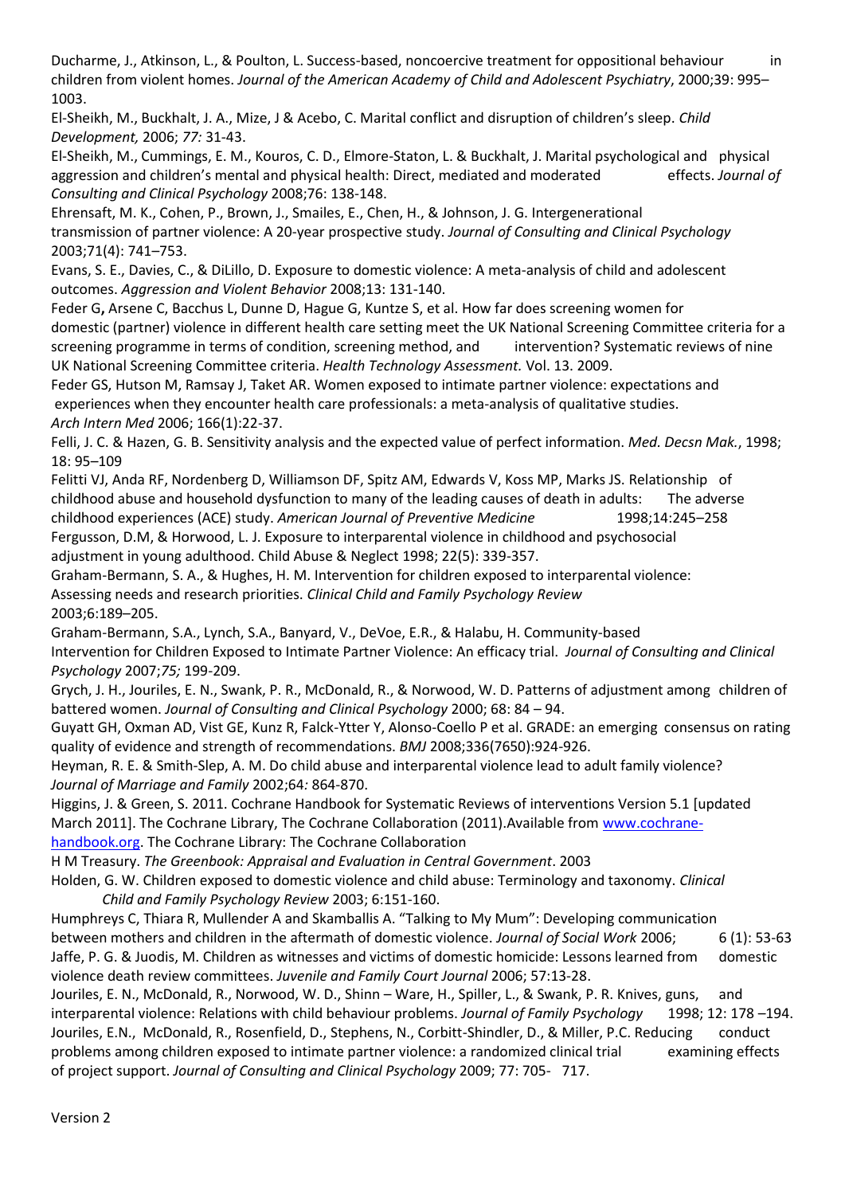Ducharme, J., Atkinson, L., & Poulton, L. Success-based, noncoercive treatment for oppositional behaviour in children from violent homes. *Journal of the American Academy of Child and Adolescent Psychiatry*, 2000;39: 995–1003.

El-Sheikh, M., Buckhalt, J. A., Mize, J & Acebo, C. Marital conflict and disruption of children's sleep. *Child Development,* 2006; *77:* 31-43.

El-Sheikh, M., Cummings, E. M., Kouros, C. D., Elmore-Staton, L. & Buckhalt, J. Marital psychological and physical aggression and children's mental and physical health: Direct, mediated and moderated effects. *Journal of Consulting and Clinical Psychology* 2008;76: 138-148.

Ehrensaft, M. K., Cohen, P., Brown, J., Smailes, E., Chen, H., & Johnson, J. G. Intergenerational transmission of partner violence: A 20-year prospective study. *Journal of Consulting and Clinical Psychology* 2003;71(4): 741–753.

Evans, S. E., Davies, C., & DiLillo, D. Exposure to domestic violence: A meta-analysis of child and adolescent outcomes. *Aggression and Violent Behavior* 2008;13: 131-140.

Feder G**,** Arsene C, Bacchus L, Dunne D, Hague G, Kuntze S, et al. How far does screening women for domestic (partner) violence in different health care setting meet the UK National Screening Committee criteria for a screening programme in terms of condition, screening method, and intervention? Systematic reviews of nine UK National Screening Committee criteria. *Health Technology Assessment.* Vol. 13. 2009.

Feder GS, Hutson M, Ramsay J, Taket AR. Women exposed to intimate partner violence: expectations and experiences when they encounter health care professionals: a meta-analysis of qualitative studies. *Arch Intern Med* 2006; 166(1):22-37.

Felli, J. C. & Hazen, G. B. Sensitivity analysis and the expected value of perfect information. *Med. Decsn Mak.*, 1998; 18: 95–109

Felitti VJ, Anda RF, Nordenberg D, Williamson DF, Spitz AM, Edwards V, Koss MP, Marks JS. Relationship of childhood abuse and household dysfunction to many of the leading causes of death in adults: The adverse childhood experiences (ACE) study. *American Journal of Preventive Medicine* 1998;14:245–258

Fergusson, D.M, & Horwood, L. J. Exposure to interparental violence in childhood and psychosocial adjustment in young adulthood. Child Abuse & Neglect 1998; 22(5): 339-357.

Graham-Bermann, S. A., & Hughes, H. M. Intervention for children exposed to interparental violence: Assessing needs and research priorities. *Clinical Child and Family Psychology Review* 2003;6:189–205.

Graham-Bermann, S.A., Lynch, S.A., Banyard, V., DeVoe, E.R., & Halabu, H. Community-based Intervention for Children Exposed to Intimate Partner Violence: An efficacy trial. *Journal of Consulting and Clinical Psychology* 2007;*75;* 199-209.

Grych, J. H., Jouriles, E. N., Swank, P. R., McDonald, R., & Norwood, W. D. Patterns of adjustment among children of battered women. *Journal of Consulting and Clinical Psychology* 2000; 68: 84 – 94.

Guyatt GH, Oxman AD, Vist GE, Kunz R, Falck-Ytter Y, Alonso-Coello P et al. GRADE: an emerging consensus on rating quality of evidence and strength of recommendations. *BMJ* 2008;336(7650):924-926.

Heyman, R. E. & Smith-Slep, A. M. Do child abuse and interparental violence lead to adult family violence? *Journal of Marriage and Family* 2002;64*:* 864-870.

Higgins, J. & Green, S. 2011. Cochrane Handbook for Systematic Reviews of interventions Version 5.1 [updated March 2011]. The Cochrane Library, The Cochrane Collaboration (2011).Available from [www.cochrane-handbook.org](http://www.cochrane-handbook.org). The Cochrane Library: The Cochrane Collaboration

H M Treasury. *The Greenbook: Appraisal and Evaluation in Central Government*. 2003

Holden, G. W. Children exposed to domestic violence and child abuse: Terminology and taxonomy. *Clinical Child and Family Psychology Review* 2003; 6:151-160.

Humphreys C, Thiara R, Mullender A and Skamballis A. "Talking to My Mum": Developing communication between mothers and children in the aftermath of domestic violence. *Journal of Social Work* 2006; 6 (1): 53-63

Jaffe, P. G. & Juodis, M. Children as witnesses and victims of domestic homicide: Lessons learned from domestic violence death review committees. *Juvenile and Family Court Journal* 2006; 57:13-28.

Jouriles, E. N., McDonald, R., Norwood, W. D., Shinn – Ware, H., Spiller, L., & Swank, P. R. Knives, guns, and interparental violence: Relations with child behaviour problems. *Journal of Family Psychology* 1998; 12: 178 –194.

Jouriles, E.N., McDonald, R., Rosenfield, D., Stephens, N., Corbitt-Shindler, D., & Miller, P.C. Reducing conduct problems among children exposed to intimate partner violence: a randomized clinical trial examining effects of project support. *Journal of Consulting and Clinical Psychology* 2009; 77: 705- 717.

Version 2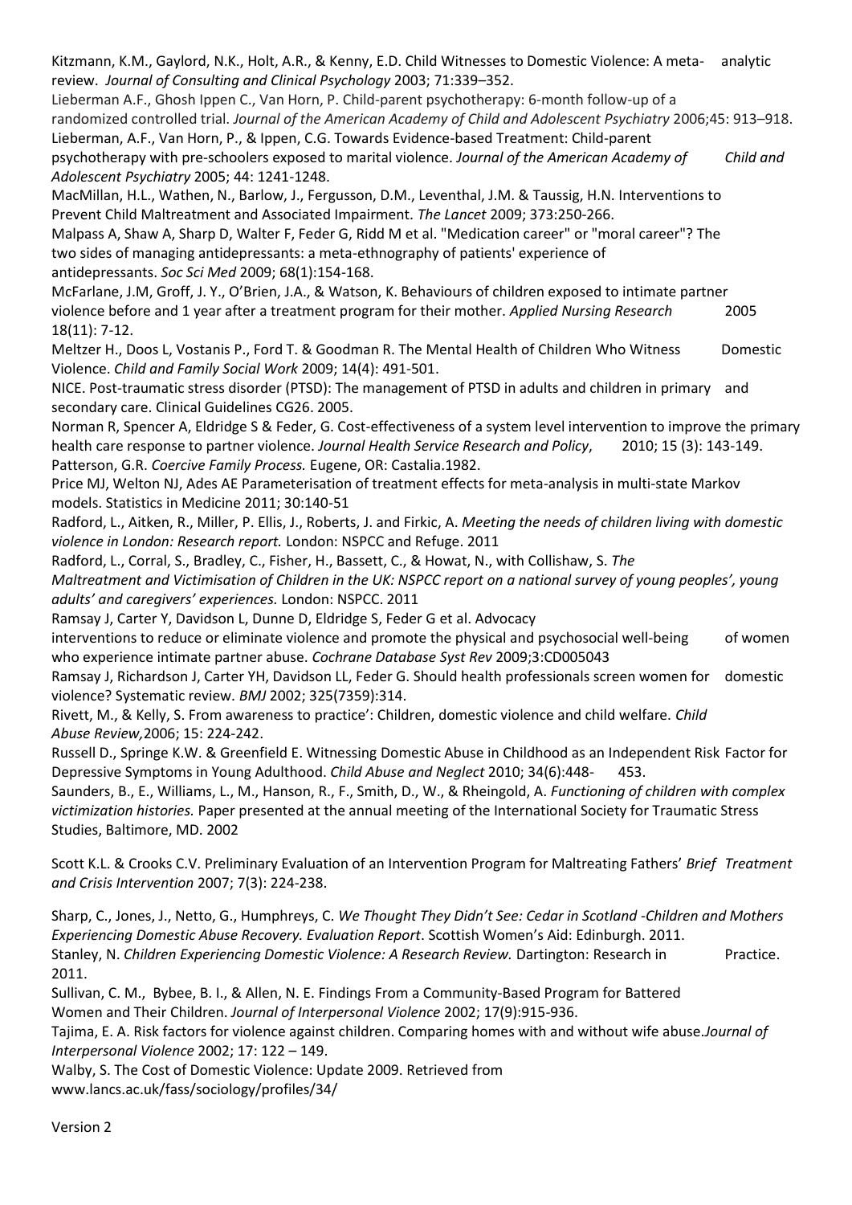Kitzmann, K.M., Gaylord, N.K., Holt, A.R., & Kenny, E.D. Child Witnesses to Domestic Violence: A meta-analytic review. *Journal of Consulting and Clinical Psychology* 2003; 71:339–352.

Lieberman A.F., Ghosh Ippen C., Van Horn, P. Child-parent psychotherapy: 6-month follow-up of a randomized controlled trial. *Journal of the American Academy of Child and Adolescent Psychiatry* 2006;45: 913–918.

Lieberman, A.F., Van Horn, P., & Ippen, C.G. Towards Evidence-based Treatment: Child-parent psychotherapy with pre-schoolers exposed to marital violence. *Journal of the American Academy of Child and Adolescent Psychiatry* 2005; 44: 1241-1248.

MacMillan, H.L., Wathen, N., Barlow, J., Fergusson, D.M., Leventhal, J.M. & Taussig, H.N. Interventions to Prevent Child Maltreatment and Associated Impairment. *The Lancet* 2009; 373:250-266.

Malpass A, Shaw A, Sharp D, Walter F, Feder G, Ridd M et al. "Medication career" or "moral career"? The two sides of managing antidepressants: a meta-ethnography of patients' experience of antidepressants. *Soc Sci Med* 2009; 68(1):154-168.

McFarlane, J.M, Groff, J. Y., O'Brien, J.A., & Watson, K. Behaviours of children exposed to intimate partner violence before and 1 year after a treatment program for their mother. *Applied Nursing Research* 2005 18(11): 7-12.

Meltzer H., Doos L, Vostanis P., Ford T. & Goodman R. The Mental Health of Children Who Witness Domestic Violence. *Child and Family Social Work* 2009; 14(4): 491-501.

NICE. Post-traumatic stress disorder (PTSD): The management of PTSD in adults and children in primary and secondary care. Clinical Guidelines CG26. 2005.

Norman R, Spencer A, Eldridge S & Feder, G. Cost-effectiveness of a system level intervention to improve the primary health care response to partner violence. *Journal Health Service Research and Policy*, 2010; 15 (3): 143-149.

Patterson, G.R. *Coercive Family Process.* Eugene, OR: Castalia.1982.

Price MJ, Welton NJ, Ades AE Parameterisation of treatment effects for meta-analysis in multi-state Markov models. Statistics in Medicine 2011; 30:140-51

Radford, L., Aitken, R., Miller, P. Ellis, J., Roberts, J. and Firkic, A. *Meeting the needs of children living with domestic violence in London: Research report.* London: NSPCC and Refuge. 2011

Radford, L., Corral, S., Bradley, C., Fisher, H., Bassett, C., & Howat, N., with Collishaw, S. *The Maltreatment and Victimisation of Children in the UK: NSPCC report on a national survey of young peoples', young adults' and caregivers' experiences.* London: NSPCC. 2011

Ramsay J, Carter Y, Davidson L, Dunne D, Eldridge S, Feder G et al. Advocacy interventions to reduce or eliminate violence and promote the physical and psychosocial well-being of women who experience intimate partner abuse. *Cochrane Database Syst Rev* 2009;3:CD005043

Ramsay J, Richardson J, Carter YH, Davidson LL, Feder G. Should health professionals screen women for domestic violence? Systematic review. *BMJ* 2002; 325(7359):314.

Rivett, M., & Kelly, S. From awareness to practice': Children, domestic violence and child welfare. *Child Abuse Review,*2006; 15: 224-242.

Russell D., Springe K.W. & Greenfield E. Witnessing Domestic Abuse in Childhood as an Independent Risk Factor for Depressive Symptoms in Young Adulthood. *Child Abuse and Neglect* 2010; 34(6):448- 453.

Saunders, B., E., Williams, L., M., Hanson, R., F., Smith, D., W., & Rheingold, A. *Functioning of children with complex victimization histories.* Paper presented at the annual meeting of the International Society for Traumatic Stress Studies, Baltimore, MD. 2002

Scott K.L. & Crooks C.V. Preliminary Evaluation of an Intervention Program for Maltreating Fathers' *Brief Treatment and Crisis Intervention* 2007; 7(3): 224-238.

Sharp, C., Jones, J., Netto, G., Humphreys, C. *We Thought They Didn't See: Cedar in Scotland -Children and Mothers Experiencing Domestic Abuse Recovery. Evaluation Report*. Scottish Women's Aid: Edinburgh. 2011.

Stanley, N. *Children Experiencing Domestic Violence: A Research Review.* Dartington: Research in Practice. 2011.

Sullivan, C. M., Bybee, B. I., & Allen, N. E. Findings From a Community-Based Program for Battered Women and Their Children. *Journal of Interpersonal Violence* 2002; 17(9):915-936.

Tajima, E. A. Risk factors for violence against children. Comparing homes with and without wife abuse.*Journal of Interpersonal Violence* 2002; 17: 122 – 149.

Walby, S. The Cost of Domestic Violence: Update 2009. Retrieved from www.lancs.ac.uk/fass/sociology/profiles/34/

Version 2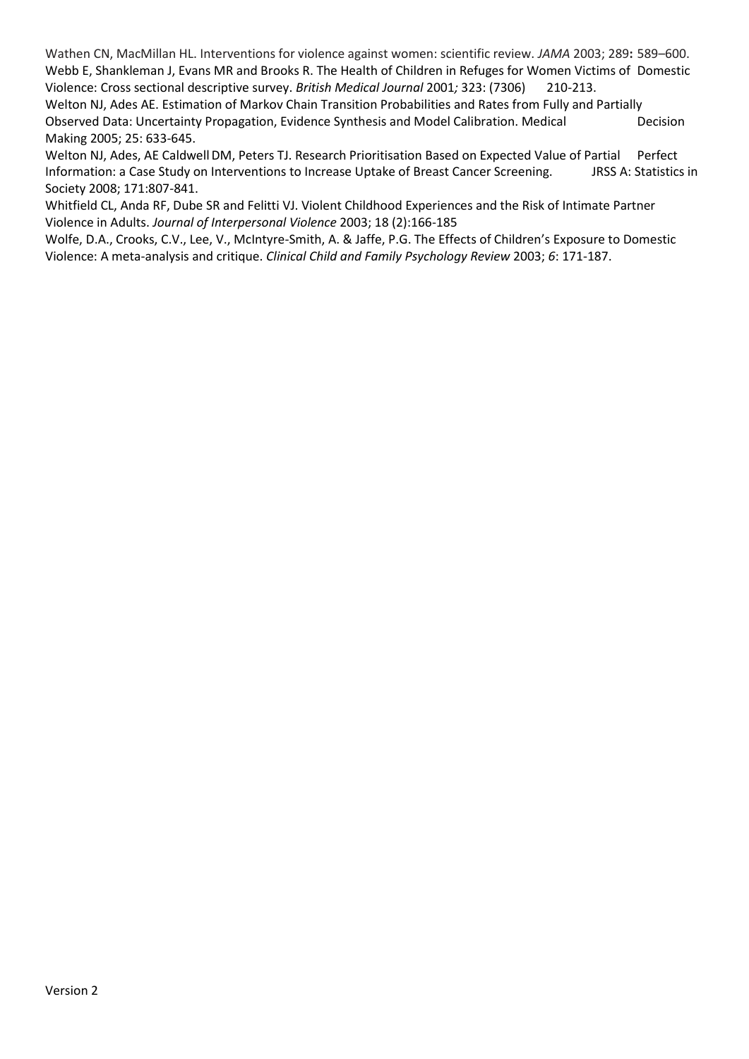Wathen CN, MacMillan HL. Interventions for violence against women: scientific review. *JAMA* 2003; 289**:** 589–600.

Webb E, Shankleman J, Evans MR and Brooks R. The Health of Children in Refuges for Women Victims of Domestic Violence: Cross sectional descriptive survey. *British Medical Journal* 2001*;* 323: (7306) 210-213.

Welton NJ, Ades AE. Estimation of Markov Chain Transition Probabilities and Rates from Fully and Partially Observed Data: Uncertainty Propagation, Evidence Synthesis and Model Calibration. Medical Decision Making 2005; 25: 633-645.

Welton NJ, Ades, AE Caldwell DM, Peters TJ. Research Prioritisation Based on Expected Value of Partial Perfect Information: a Case Study on Interventions to Increase Uptake of Breast Cancer Screening. JRSS A: Statistics in Society 2008; 171:807-841.

Whitfield CL, Anda RF, Dube SR and Felitti VJ. Violent Childhood Experiences and the Risk of Intimate Partner Violence in Adults. *Journal of Interpersonal Violence* 2003; 18 (2):166-185

Wolfe, D.A., Crooks, C.V., Lee, V., McIntyre-Smith, A. & Jaffe, P.G. The Effects of Children's Exposure to Domestic Violence: A meta-analysis and critique. *Clinical Child and Family Psychology Review* 2003; *6*: 171-187.

Version 2